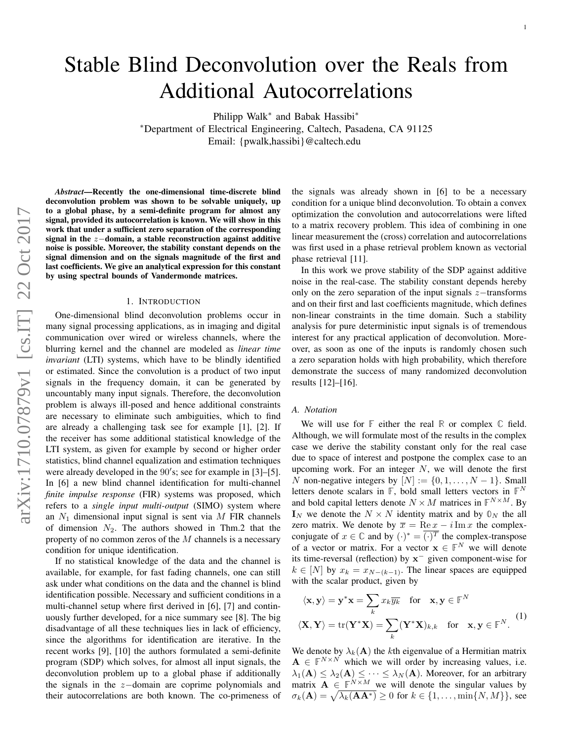# Stable Blind Deconvolution over the Reals from Additional Autocorrelations

Philipp Walk* and Babak Hassibi*

*Department of Electrical Engineering, Caltech, Pasadena, CA 91125
Email: {pwalk,hassibi}@caltech.edu

***Abstract*—Recently the one-dimensional time-discrete blind deconvolution problem was shown to be solvable uniquely, up to a global phase, by a semi-definite program for almost any signal, provided its autocorrelation is known. We will show in this work that under a sufficient zero separation of the corresponding signal in the $z-$domain, a stable reconstruction against additive noise is possible. Moreover, the stability constant depends on the signal dimension and on the signals magnitude of the first and last coefficients. We give an analytical expression for this constant by using spectral bounds of Vandermonde matrices.**

## 1. Introduction

One-dimensional blind deconvolution problems occur in many signal processing applications, as in imaging and digital communication over wired or wireless channels, where the blurring kernel and the channel are modeled as *linear time invariant* (LTI) systems, which have to be blindly identified or estimated. Since the convolution is a product of two input signals in the frequency domain, it can be generated by uncountably many input signals. Therefore, the deconvolution problem is always ill-posed and hence additional constraints are necessary to eliminate such ambiguities, which to find are already a challenging task see for example [1], [2]. If the receiver has some additional statistical knowledge of the LTI system, as given for example by second or higher order statistics, blind channel equalization and estimation techniques were already developed in the $90'$s; see for example in [3]–[5]. In [6] a new blind channel identification for multi-channel *finite impulse response* (FIR) systems was proposed, which refers to a *single input multi-output* (SIMO) system where an $N_1$ dimensional input signal is sent via $M$ FIR channels of dimension $N_2$. The authors showed in Thm.2 that the property of no common zeros of the $M$ channels is a necessary condition for unique identification.

If no statistical knowledge of the data and the channel is available, for example, for fast fading channels, one can still ask under what conditions on the data and the channel is blind identification possible. Necessary and sufficient conditions in a multi-channel setup where first derived in [6], [7] and continuously further developed, for a nice summary see [8]. The big disadvantage of all these techniques lies in lack of efficiency, since the algorithms for identification are iterative. In the recent works [9], [10] the authors formulated a semi-definite program (SDP) which solves, for almost all input signals, the deconvolution problem up to a global phase if additionally the signals in the $z-$domain are coprime polynomials and their autocorrelations are both known. The co-primeness of the signals was already shown in [6] to be a necessary condition for a unique blind deconvolution. To obtain a convex optimization the convolution and autocorrelations were lifted to a matrix recovery problem. This idea of combining in one linear measurement the (cross) correlation and autocorrelations was first used in a phase retrieval problem known as vectorial phase retrieval [11].

In this work we prove stability of the SDP against additive noise in the real-case. The stability constant depends hereby only on the zero separation of the input signals $z-$transforms and on their first and last coefficients magnitude, which defines non-linear constraints in the time domain. Such a stability analysis for pure deterministic input signals is of tremendous interest for any practical application of deconvolution. Moreover, as soon as one of the inputs is randomly chosen such a zero separation holds with high probability, which therefore demonstrate the success of many randomized deconvolution results [12]–[16].

### A. Notation

We will use for $\mathbb{F}$ either the real $\mathbb{R}$ or complex $\mathbb{C}$ field. Although, we will formulate most of the results in the complex case we derive the stability constant only for the real case due to space of interest and postpone the complex case to an upcoming work. For an integer $N$, we will denote the first $N$ non-negative integers by $[N] := \{0, 1, \ldots, N-1\}$. Small letters denote scalars in $\mathbb{F}$, bold small letters vectors in $\mathbb{F}^N$ and bold capital letters denote $N \times M$ matrices in $\mathbb{F}^{N \times M}$. By $\mathbf{I}_N$ we denote the $N \times N$ identity matrix and by $\mathbb{0}_N$ the all zero matrix. We denote by $\overline{x} = \operatorname{Re} x - i \operatorname{Im} x$ the complex-conjugate of $x \in \mathbb{C}$ and by $(\cdot)^* = \overline{(\cdot)^T}$ the complex-transpose of a vector or matrix. For a vector $\mathbf{x} \in \mathbb{F}^N$ we will denote its time-reversal (reflection) by $\mathbf{x}^-$ given component-wise for $k \in [N]$ by $x_k = x_{N-(k-1)}$. The linear spaces are equipped with the scalar product, given by

$$
\begin{aligned}
\langle \mathbf{x}, \mathbf{y} \rangle &= \mathbf{y}^* \mathbf{x} = \sum_k x_k \overline{y_k} \quad \text{for} \quad \mathbf{x}, \mathbf{y} \in \mathbb{F}^N \\
\langle \mathbf{X}, \mathbf{Y} \rangle &= \operatorname{tr}(\mathbf{Y}^* \mathbf{X}) = \sum_k (\mathbf{Y}^* \mathbf{X})_{k,k} \quad \text{for} \quad \mathbf{x}, \mathbf{y} \in \mathbb{F}^N.
\end{aligned}
\tag{1}
$$

We denote by $\lambda_k(\mathbf{A})$ the $k$th eigenvalue of a Hermitian matrix $\mathbf{A} \in \mathbb{F}^{N \times N}$ which we will order by increasing values, i.e. $\lambda_1(\mathbf{A}) \leq \lambda_2(\mathbf{A}) \leq \cdots \leq \lambda_N(\mathbf{A})$. Moreover, for an arbitrary matrix $\mathbf{A} \in \mathbb{F}^{N \times M}$ we will denote the singular values by $\sigma_k(\mathbf{A}) = \sqrt{\lambda_k(\mathbf{A}\mathbf{A}^*)} \geq 0$ for $k \in \{1, \ldots, \min\{N, M\}\}$, see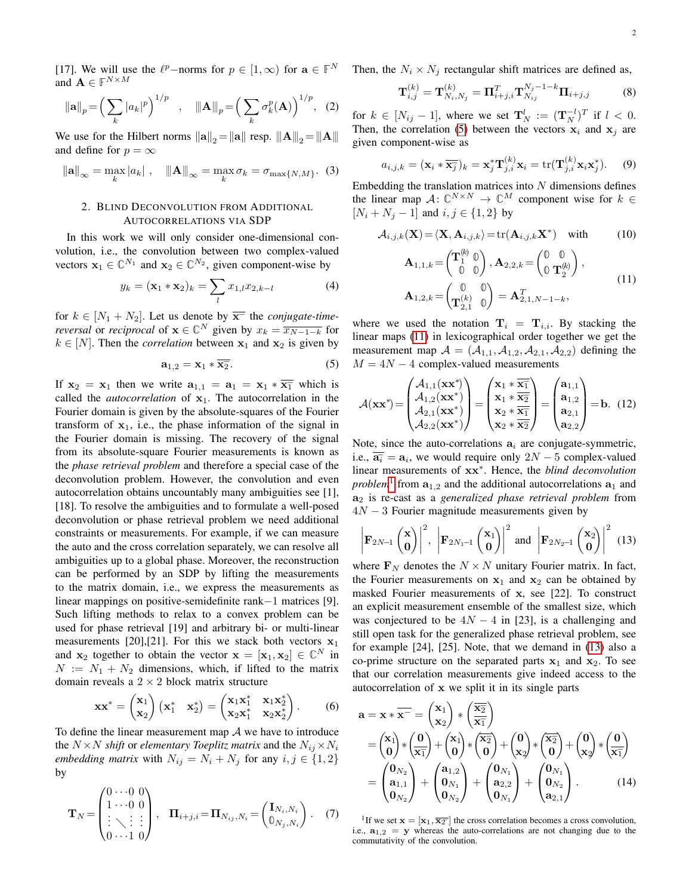[17]. We will use the $\ell^p$−norms for $p \in [1, \infty)$ for $\mathbf{a} \in \mathbb{F}^N$ and $\mathbf{A} \in \mathbb{F}^{N\times M}$

$$\|\mathbf{a}\|_p = \Big( \sum_k |a_k|^p \Big)^{1/p} \quad , \quad \|\!|\mathbf{A}\|\!|_p = \Big( \sum_k \sigma_k^p(\mathbf{A}) \Big)^{1/p}, \quad (2)$$

We use for the Hilbert norms $\|\mathbf{a}\|_2 = \|\mathbf{a}\|$ resp. $\|\!|\mathbf{A}\|\!|_2 = \|\!|\mathbf{A}\|\!|$ and define for $p = \infty$

$$\|\mathbf{a}\|_\infty = \max_k |a_k| \ , \quad \|\!|\mathbf{A}\|\!|_\infty = \max_k \sigma_k = \sigma_{\max\{N,M\}}. \quad (3)$$

## 2. Blind Deconvolution from Additional Autocorrelations via SDP

In this work we will only consider one-dimensional convolution, i.e., the convolution between two complex-valued vectors $\mathbf{x}_1 \in \mathbb{C}^{N_1}$ and $\mathbf{x}_2 \in \mathbb{C}^{N_2}$, given component-wise by

$$y_k = (\mathbf{x}_1 * \mathbf{x}_2)_k = \sum_l x_{1,l} x_{2,k-l} \quad (4)$$

for $k \in [N_1 + N_2]$. Let us denote by $\overline{\mathbf{x}^-}$ the *conjugate-time-reversal* or *reciprocal* of $\mathbf{x} \in \mathbb{C}^N$ given by $x_k = \overline{x_{N-1-k}}$ for $k \in [N]$. Then the *correlation* between $\mathbf{x}_1$ and $\mathbf{x}_2$ is given by

$$\mathbf{a}_{1,2} = \mathbf{x}_1 * \overline{\mathbf{x}_2^-}. \quad (5)$$

If $\mathbf{x}_2 = \mathbf{x}_1$ then we write $\mathbf{a}_{1,1} = \mathbf{a}_1 = \mathbf{x}_1 * \overline{\mathbf{x}_1^-}$ which is called the *autocorrelation* of $\mathbf{x}_1$. The autocorrelation in the Fourier domain is given by the absolute-squares of the Fourier transform of $\mathbf{x}_1$, i.e., the phase information of the signal in the Fourier domain is missing. The recovery of the signal from its absolute-square Fourier measurements is known as the *phase retrieval problem* and therefore a special case of the deconvolution problem. However, the convolution and even autocorrelation obtains uncountably many ambiguities see [1], [18]. To resolve the ambiguities and to formulate a well-posed deconvolution or phase retrieval problem we need additional constraints or measurements. For example, if we can measure the auto and the cross correlation separately, we can resolve all ambiguities up to a global phase. Moreover, the reconstruction can be performed by an SDP by lifting the measurements to the matrix domain, i.e., we express the measurements as linear mappings on positive-semidefinite rank−1 matrices [9]. Such lifting methods to relax to a convex problem can be used for phase retrieval [19] and arbitrary bi- or multi-linear measurements [20],[21]. For this we stack both vectors $\mathbf{x}_1$ and $\mathbf{x}_2$ together to obtain the vector $\mathbf{x} = [\mathbf{x}_1, \mathbf{x}_2] \in \mathbb{C}^N$ in $N := N_1 + N_2$ dimensions, which, if lifted to the matrix domain reveals a $2 \times 2$ block matrix structure

$$\mathbf{x}\mathbf{x}^* = \begin{pmatrix} \mathbf{x}_1 \\ \mathbf{x}_2 \end{pmatrix} \begin{pmatrix} \mathbf{x}_1^* & \mathbf{x}_2^* \end{pmatrix} = \begin{pmatrix} \mathbf{x}_1\mathbf{x}_1^* & \mathbf{x}_1\mathbf{x}_2^* \\ \mathbf{x}_2\mathbf{x}_1^* & \mathbf{x}_2\mathbf{x}_2^* \end{pmatrix}. \quad (6)$$

To define the linear measurement map $\mathcal{A}$ we have to introduce the $N \times N$ *shift* or *elementary Toeplitz matrix* and the $N_{ij} \times N_i$ *embedding matrix* with $N_{ij} = N_i + N_j$ for any $i, j \in \{1, 2\}$ by

$$\mathbf{T}_N = \begin{pmatrix} 0 \cdots 0 & 0 \\ 1 \cdots 0 & 0 \\ \vdots \ \ddots \ \vdots & \vdots \\ 0 \cdots 1 & 0 \end{pmatrix}, \quad \mathbf{\Pi}_{i+j,i} = \mathbf{\Pi}_{N_{ij},N_i} = \begin{pmatrix} \mathbf{I}_{N_i,N_i} \\ \mathbb{0}_{N_j,N_i} \end{pmatrix}. \quad (7)$$

Then, the $N_i \times N_j$ rectangular shift matrices are defined as,

$$\mathbf{T}_{i,j}^{(k)} = \mathbf{T}_{N_i,N_j}^{(k)} = \mathbf{\Pi}_{i+j,i}^T \mathbf{T}_{N_{ij}}^{N_j-1-k} \mathbf{\Pi}_{i+j,j} \quad (8)$$

for $k \in [N_{ij} - 1]$, where we set $\mathbf{T}_N^l := (\mathbf{T}_N^{-l})^T$ if $l < 0$. Then, the correlation (5) between the vectors $\mathbf{x}_i$ and $\mathbf{x}_j$ are given component-wise as

$$a_{i,j,k} = (\mathbf{x}_i * \overline{\mathbf{x}_j^-})_k = \mathbf{x}_j^* \mathbf{T}_{j,i}^{(k)} \mathbf{x}_i = \operatorname{tr}(\mathbf{T}_{j,i}^{(k)} \mathbf{x}_i \mathbf{x}_j^*). \quad (9)$$

Embedding the translation matrices into $N$ dimensions defines the linear map $\mathcal{A}\colon \mathbb{C}^{N\times N} \to \mathbb{C}^M$ component wise for $k \in [N_i + N_j - 1]$ and $i, j \in \{1, 2\}$ by

$$\mathcal{A}_{i,j,k}(\mathbf{X}) = \langle \mathbf{X}, \mathbf{A}_{i,j,k} \rangle = \operatorname{tr}(\mathbf{A}_{i,j,k}\mathbf{X}^*) \quad \text{with} \quad (10)$$

$$\mathbf{A}_{1,1,k} = \begin{pmatrix} \mathbf{T}_1^{(k)} & \mathbb{0} \\ \mathbb{0} & \mathbb{0} \end{pmatrix}, \mathbf{A}_{2,2,k} = \begin{pmatrix} \mathbb{0} & \mathbb{0} \\ \mathbb{0} & \mathbf{T}_2^{(k)} \end{pmatrix},$$
$$\mathbf{A}_{1,2,k} = \begin{pmatrix} \mathbb{0} & \mathbb{0} \\ \mathbf{T}_{2,1}^{(k)} & \mathbb{0} \end{pmatrix} = \mathbf{A}_{2,1,N-1-k}^T, \quad (11)$$

where we used the notation $\mathbf{T}_i = \mathbf{T}_{i,i}$. By stacking the linear maps (11) in lexicographical order together we get the measurement map $\mathcal{A} = (\mathcal{A}_{1,1}, \mathcal{A}_{1,2}, \mathcal{A}_{2,1}, \mathcal{A}_{2,2})$ defining the $M = 4N - 4$ complex-valued measurements

$$\mathcal{A}(\mathbf{x}\mathbf{x}^*) = \begin{pmatrix} \mathcal{A}_{1,1}(\mathbf{x}\mathbf{x}^*) \\ \mathcal{A}_{1,2}(\mathbf{x}\mathbf{x}^*) \\ \mathcal{A}_{2,1}(\mathbf{x}\mathbf{x}^*) \\ \mathcal{A}_{2,2}(\mathbf{x}\mathbf{x}^*) \end{pmatrix} = \begin{pmatrix} \mathbf{x}_1 * \overline{\mathbf{x}_1^-} \\ \mathbf{x}_1 * \overline{\mathbf{x}_2^-} \\ \mathbf{x}_2 * \overline{\mathbf{x}_1^-} \\ \mathbf{x}_2 * \overline{\mathbf{x}_2^-} \end{pmatrix} = \begin{pmatrix} \mathbf{a}_{1,1} \\ \mathbf{a}_{1,2} \\ \mathbf{a}_{2,1} \\ \mathbf{a}_{2,2} \end{pmatrix} = \mathbf{b}. \quad (12)$$

Note, since the auto-correlations $\mathbf{a}_i$ are conjugate-symmetric, i.e., $\overline{\mathbf{a}_i^-} = \mathbf{a}_i$, we would require only $2N - 5$ complex-valued linear measurements of $\mathbf{x}\mathbf{x}^*$. Hence, the *blind deconvolution problem*[1] from $\mathbf{a}_{1,2}$ and the additional autocorrelations $\mathbf{a}_1$ and $\mathbf{a}_2$ is re-cast as a *generalized phase retrieval problem* from $4N - 3$ Fourier magnitude measurements given by

$$\left| \mathbf{F}_{2N-1} \begin{pmatrix} \mathbf{x} \\ \mathbf{0} \end{pmatrix} \right|^2, \ \left| \mathbf{F}_{2N_1-1} \begin{pmatrix} \mathbf{x}_1 \\ \mathbf{0} \end{pmatrix} \right|^2 \text{ and } \left| \mathbf{F}_{2N_2-1} \begin{pmatrix} \mathbf{x}_2 \\ \mathbf{0} \end{pmatrix} \right|^2 \quad (13)$$

where $\mathbf{F}_N$ denotes the $N \times N$ unitary Fourier matrix. In fact, the Fourier measurements on $\mathbf{x}_1$ and $\mathbf{x}_2$ can be obtained by masked Fourier measurements of $\mathbf{x}$, see [22]. To construct an explicit measurement ensemble of the smallest size, which was conjectured to be $4N - 4$ in [23], is a challenging and still open task for the generalized phase retrieval problem, see for example [24], [25]. Note, that we demand in (13) also a co-prime structure on the separated parts $\mathbf{x}_1$ and $\mathbf{x}_2$. To see that our correlation measurements give indeed access to the autocorrelation of $\mathbf{x}$ we split it in its single parts

$$\begin{aligned}
\mathbf{a} = \mathbf{x} * \overline{\mathbf{x}^-} &= \begin{pmatrix} \mathbf{x}_1 \\ \mathbf{x}_2 \end{pmatrix} * \begin{pmatrix} \overline{\mathbf{x}_2^-} \\ \overline{\mathbf{x}_1^-} \end{pmatrix} \\
&= \begin{pmatrix} \mathbf{x}_1 \\ \mathbf{0} \end{pmatrix} * \begin{pmatrix} \mathbf{0} \\ \overline{\mathbf{x}_1^-} \end{pmatrix} + \begin{pmatrix} \mathbf{x}_1 \\ \mathbf{0} \end{pmatrix} * \begin{pmatrix} \overline{\mathbf{x}_2^-} \\ \mathbf{0} \end{pmatrix} + \begin{pmatrix} \mathbf{0} \\ \mathbf{x}_2 \end{pmatrix} * \begin{pmatrix} \overline{\mathbf{x}_2^-} \\ \mathbf{0} \end{pmatrix} + \begin{pmatrix} \mathbf{0} \\ \mathbf{x}_2 \end{pmatrix} * \begin{pmatrix} \mathbf{0} \\ \overline{\mathbf{x}_1^-} \end{pmatrix} \\
&= \begin{pmatrix} \mathbf{0}_{N_2} \\ \mathbf{a}_{1,1} \\ \mathbf{0}_{N_2} \end{pmatrix} + \begin{pmatrix} \mathbf{a}_{1,2} \\ \mathbf{0}_{N_1} \\ \mathbf{0}_{N_2} \end{pmatrix} + \begin{pmatrix} \mathbf{0}_{N_1} \\ \mathbf{a}_{2,2} \\ \mathbf{0}_{N_1} \end{pmatrix} + \begin{pmatrix} \mathbf{0}_{N_1} \\ \mathbf{0}_{N_2} \\ \mathbf{a}_{2,1} \end{pmatrix}.
\end{aligned} \quad (14)$$

[1] If we set $\mathbf{x} = [\mathbf{x}_1, \overline{\mathbf{x}_2^-}]$ the cross correlation becomes a cross convolution, i.e., $\mathbf{a}_{1,2} = \mathbf{y}$ whereas the auto-correlations are not changing due to the commutativity of the convolution.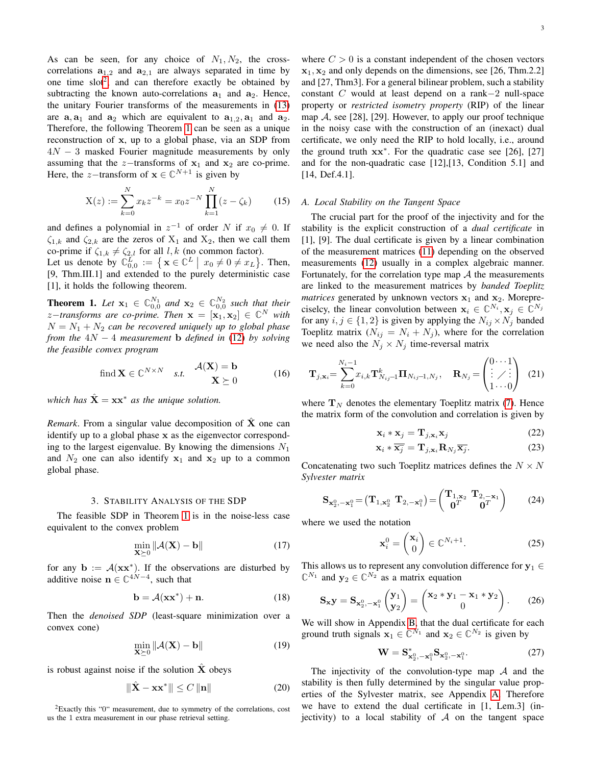As can be seen, for any choice of $N_1, N_2$, the cross-correlations $\mathbf{a}_{1,2}$ and $\mathbf{a}_{2,1}$ are always separated in time by one time slot[2], and can therefore exactly be obtained by subtracting the known auto-correlations $\mathbf{a}_1$ and $\mathbf{a}_2$. Hence, the unitary Fourier transforms of the measurements in (13) are $\mathbf{a}, \mathbf{a}_1$ and $\mathbf{a}_2$ which are equivalent to $\mathbf{a}_{1,2}, \mathbf{a}_1$ and $\mathbf{a}_2$. Therefore, the following Theorem 1 can be seen as a unique reconstruction of $\mathbf{x}$, up to a global phase, via an SDP from $4N-3$ masked Fourier magnitude measurements by only assuming that the $z-$transforms of $\mathbf{x}_1$ and $\mathbf{x}_2$ are co-prime. Here, the $z-$transform of $\mathbf{x} \in \mathbb{C}^{N+1}$ is given by

$$\mathrm{X}(z) := \sum_{k=0}^{N} x_k z^{-k} = x_0 z^{-N} \prod_{k=1}^{N} (z - \zeta_k) \tag{15}$$

and defines a polynomial in $z^{-1}$ of order $N$ if $x_0 \neq 0$. If $\zeta_{1,k}$ and $\zeta_{2,k}$ are the zeros of $\mathrm{X}_1$ and $\mathrm{X}_2$, then we call them co-prime if $\zeta_{1,k} \neq \zeta_{2,l}$ for all $l, k$ (no common factor).
Let us denote by $\mathbb{C}^{L}_{0,0} := \left\{ \mathbf{x} \in \mathbb{C}^L \;\middle|\; x_0 \neq 0 \neq x_L \right\}$. Then, [9, Thm.III.1] and extended to the purely deterministic case [1], it holds the following theorem.

**Theorem 1.** *Let $\mathbf{x}_1 \in \mathbb{C}^{N_1}_{0,0}$ and $\mathbf{x}_2 \in \mathbb{C}^{N_2}_{0,0}$ such that their $z-$transforms are co-prime. Then $\mathbf{x} = [\mathbf{x}_1, \mathbf{x}_2] \in \mathbb{C}^N$ with $N = N_1 + N_2$ can be recovered uniquely up to global phase from the $4N-4$ measurement $\mathbf{b}$ defined in (12) by solving the feasible convex program*

$$\text{find}\, \mathbf{X} \in \mathbb{C}^{N \times N} \quad s.t. \quad \begin{aligned} \mathcal{A}(\mathbf{X}) &= \mathbf{b} \\ \mathbf{X} &\succeq 0 \end{aligned} \tag{16}$$

*which has $\hat{\mathbf{X}} = \mathbf{x}\mathbf{x}^*$ as the unique solution.*

*Remark*. From a singular value decomposition of $\hat{\mathbf{X}}$ one can identify up to a global phase $\mathbf{x}$ as the eigenvector corresponding to the largest eigenvalue. By knowing the dimensions $N_1$ and $N_2$ one can also identify $\mathbf{x}_1$ and $\mathbf{x}_2$ up to a common global phase.

## 3. Stability Analysis of the SDP

The feasible SDP in Theorem 1 is in the noise-less case equivalent to the convex problem

$$\min_{\mathbf{X} \succeq 0} \|\mathcal{A}(\mathbf{X}) - \mathbf{b}\| \tag{17}$$

for any $\mathbf{b} := \mathcal{A}(\mathbf{x}\mathbf{x}^*)$. If the observations are disturbed by additive noise $\mathbf{n} \in \mathbb{C}^{4N-4}$, such that

$$\mathbf{b} = \mathcal{A}(\mathbf{x}\mathbf{x}^*) + \mathbf{n}. \tag{18}$$

Then the *denoised SDP* (least-square minimization over a convex cone)

$$\min_{\mathbf{X} \succeq 0} \|\mathcal{A}(\mathbf{X}) - \mathbf{b}\| \tag{19}$$

is robust against noise if the solution $\hat{\mathbf{X}}$ obeys

$$\|\hat{\mathbf{X}} - \mathbf{x}\mathbf{x}^*\| \leq C \|\mathbf{n}\| \tag{20}$$

where $C > 0$ is a constant independent of the chosen vectors $\mathbf{x}_1, \mathbf{x}_2$ and only depends on the dimensions, see [26, Thm.2.2] and [27, Thm3]. For a general bilinear problem, such a stability constant $C$ would at least depend on a rank$-2$ null-space property or *restricted isometry property* (RIP) of the linear map $\mathcal{A}$, see [28], [29]. However, to apply our proof technique in the noisy case with the construction of an (inexact) dual certificate, we only need the RIP to hold locally, i.e., around the ground truth $\mathbf{x}\mathbf{x}^*$. For the quadratic case see [26], [27] and for the non-quadratic case [12],[13, Condition 5.1] and [14, Def.4.1].

### A. Local Stability on the Tangent Space

The crucial part for the proof of the injectivity and for the stability is the explicit construction of a *dual certificate* in [1], [9]. The dual certificate is given by a linear combination of the measurement matrices (11) depending on the observed measurements (12) usually in a complex algebraic manner. Fortunately, for the correlation type map $\mathcal{A}$ the measurements are linked to the measurement matrices by *banded Toeplitz matrices* generated by unknown vectors $\mathbf{x}_1$ and $\mathbf{x}_2$. Moreprecisely, the linear convolution between $\mathbf{x}_i \in \mathbb{C}^{N_i}, \mathbf{x}_j \in \mathbb{C}^{N_j}$ for any $i, j \in \{1, 2\}$ is given by applying the $N_{ij} \times N_j$ banded Toeplitz matrix ($N_{ij} = N_i + N_j$), where for the correlation we need also the $N_j \times N_j$ time-reversal matrix

$$\mathbf{T}_{j,\mathbf{x}_i} = \sum_{k=0}^{N_i - 1} x_{i,k} \mathbf{T}^k_{N_{ij}-1} \mathbf{\Pi}_{N_{ij}-1, N_j}, \quad \mathbf{R}_{N_j} = \begin{pmatrix} 0 \cdots 1 \\ \vdots \diagup \vdots \\ 1 \cdots 0 \end{pmatrix} \tag{21}$$

where $\mathbf{T}_N$ denotes the elementary Toeplitz matrix (7). Hence the matrix form of the convolution and correlation is given by

$$\mathbf{x}_i * \mathbf{x}_j = \mathbf{T}_{j,\mathbf{x}_i} \mathbf{x}_j \tag{22}$$

$$\mathbf{x}_i * \overline{\mathbf{x}_j^-} = \mathbf{T}_{j,\mathbf{x}_i} \mathbf{R}_{N_j} \overline{\mathbf{x}_j}. \tag{23}$$

Concatenating two such Toeplitz matrices defines the $N \times N$ *Sylvester matrix*

$$\mathbf{S}_{\mathbf{x}^0_2, -\mathbf{x}^0_1} = \begin{pmatrix} \mathbf{T}_{1,\mathbf{x}^0_2} & \mathbf{T}_{2,-\mathbf{x}^0_1} \end{pmatrix} = \begin{pmatrix} \mathbf{T}_{1,\mathbf{x}_2} & \mathbf{T}_{2,-\mathbf{x}_1} \\ \mathbf{0}^T & \mathbf{0}^T \end{pmatrix} \tag{24}$$

where we used the notation

$$\mathbf{x}^0_i = \begin{pmatrix} \mathbf{x}_i \\ 0 \end{pmatrix} \in \mathbb{C}^{N_i + 1}. \tag{25}$$

This allows us to represent any convolution difference for $\mathbf{y}_1 \in \mathbb{C}^{N_1}$ and $\mathbf{y}_2 \in \mathbb{C}^{N_2}$ as a matrix equation

$$\mathbf{S}_{\mathbf{x}}\mathbf{y} = \mathbf{S}_{\mathbf{x}^0_2, -\mathbf{x}^0_1} \begin{pmatrix} \mathbf{y}_1 \\ \mathbf{y}_2 \end{pmatrix} = \begin{pmatrix} \mathbf{x}_2 * \mathbf{y}_1 - \mathbf{x}_1 * \mathbf{y}_2 \\ 0 \end{pmatrix}. \tag{26}$$

We will show in Appendix B, that the dual certificate for each ground truth signals $\mathbf{x}_1 \in \mathbb{C}^{N_1}$ and $\mathbf{x}_2 \in \mathbb{C}^{N_2}$ is given by

$$\mathbf{W} = \mathbf{S}^*_{\mathbf{x}^0_2, -\mathbf{x}^0_1} \mathbf{S}_{\mathbf{x}^0_2, -\mathbf{x}^0_1}. \tag{27}$$

The injectivity of the convolution-type map $\mathcal{A}$ and the stability is then fully determined by the singular value properties of the Sylvester matrix, see Appendix A. Therefore we have to extend the dual certificate in [1, Lem.3] (injectivity) to a local stability of $\mathcal{A}$ on the tangent space

[2] Exactly this "0" measurement, due to symmetry of the correlations, cost us the 1 extra measurement in our phase retrieval setting.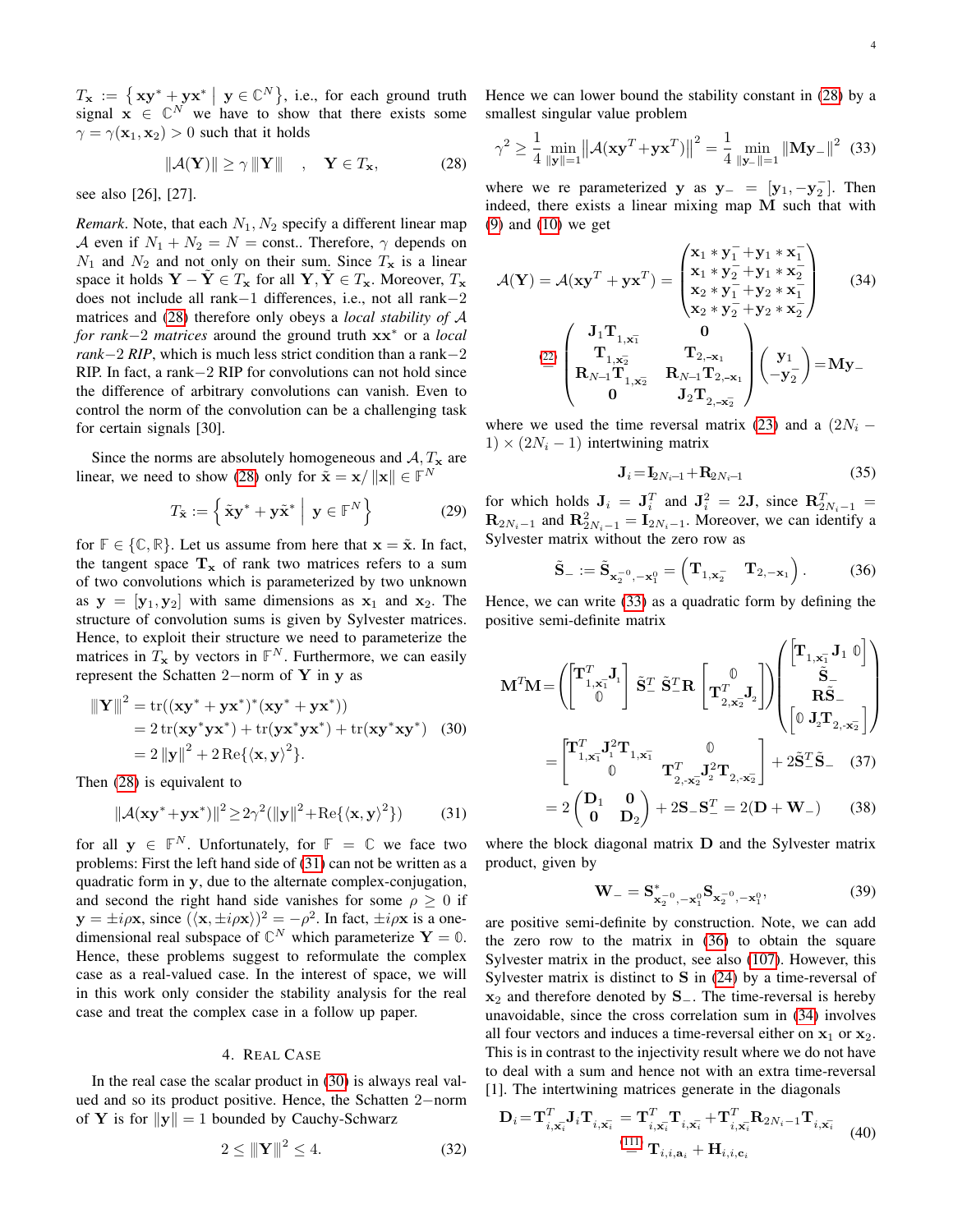$T_{\mathbf{x}} := \left\{ \mathbf{x}\mathbf{y}^* + \mathbf{y}\mathbf{x}^* \;\middle|\; \mathbf{y} \in \mathbb{C}^N \right\}$, i.e., for each ground truth signal $\mathbf{x} \in \mathbb{C}^N$ we have to show that there exists some $\gamma = \gamma(\mathbf{x}_1, \mathbf{x}_2) > 0$ such that it holds

$$\|\mathcal{A}(\mathbf{Y})\| \geq \gamma \,\|\mathbf{Y}\| \quad , \quad \mathbf{Y} \in T_{\mathbf{x}}, \tag{28}$$

see also [26], [27].

*Remark.* Note, that each $N_1, N_2$ specify a different linear map $\mathcal{A}$ even if $N_1 + N_2 = N = \text{const.}$. Therefore, $\gamma$ depends on $N_1$ and $N_2$ and not only on their sum. Since $T_{\mathbf{x}}$ is a linear space it holds $\mathbf{Y} - \tilde{\mathbf{Y}} \in T_{\mathbf{x}}$ for all $\mathbf{Y}, \tilde{\mathbf{Y}} \in T_{\mathbf{x}}$. Moreover, $T_{\mathbf{x}}$ does not include all rank$-1$ differences, i.e., not all rank$-2$ matrices and (28) therefore only obeys a *local stability of $\mathcal{A}$ for rank$-2$ matrices* around the ground truth $\mathbf{x}\mathbf{x}^*$ or a *local rank$-2$ RIP*, which is much less strict condition than a rank$-2$ RIP. In fact, a rank$-2$ RIP for convolutions can not hold since the difference of arbitrary convolutions can vanish. Even to control the norm of the convolution can be a challenging task for certain signals [30].

Since the norms are absolutely homogeneous and $\mathcal{A}, T_{\mathbf{x}}$ are linear, we need to show (28) only for $\tilde{\mathbf{x}} = \mathbf{x}/\|\mathbf{x}\| \in \mathbb{F}^N$

$$T_{\tilde{\mathbf{x}}} := \left\{ \tilde{\mathbf{x}}\mathbf{y}^* + \mathbf{y}\tilde{\mathbf{x}}^* \;\middle|\; \mathbf{y} \in \mathbb{F}^N \right\} \tag{29}$$

for $\mathbb{F} \in \{\mathbb{C}, \mathbb{R}\}$. Let us assume from here that $\mathbf{x} = \tilde{\mathbf{x}}$. In fact, the tangent space $\mathbf{T}_{\mathbf{x}}$ of rank two matrices refers to a sum of two convolutions which is parameterized by two unknown as $\mathbf{y} = [\mathbf{y}_1, \mathbf{y}_2]$ with same dimensions as $\mathbf{x}_1$ and $\mathbf{x}_2$. The structure of convolution sums is given by Sylvester matrices. Hence, to exploit their structure we need to parameterize the matrices in $T_{\mathbf{x}}$ by vectors in $\mathbb{F}^N$. Furthermore, we can easily represent the Schatten $2-$norm of $\mathbf{Y}$ in $\mathbf{y}$ as

$$\begin{aligned}
\|\mathbf{Y}\|^2 &= \operatorname{tr}((\mathbf{x}\mathbf{y}^* + \mathbf{y}\mathbf{x}^*)^*(\mathbf{x}\mathbf{y}^* + \mathbf{y}\mathbf{x}^*)) \\
&= 2\operatorname{tr}(\mathbf{x}\mathbf{y}^*\mathbf{y}\mathbf{x}^*) + \operatorname{tr}(\mathbf{y}\mathbf{x}^*\mathbf{y}\mathbf{x}^*) + \operatorname{tr}(\mathbf{x}\mathbf{y}^*\mathbf{x}\mathbf{y}^*) \\
&= 2\|\mathbf{y}\|^2 + 2\operatorname{Re}\{\langle \mathbf{x}, \mathbf{y}\rangle^2\}.
\end{aligned} \tag{30}$$

Then (28) is equivalent to

$$\|\mathcal{A}(\mathbf{x}\mathbf{y}^* + \mathbf{y}\mathbf{x}^*)\|^2 \geq 2\gamma^2(\|\mathbf{y}\|^2 + \operatorname{Re}\{\langle \mathbf{x}, \mathbf{y}\rangle^2\}) \tag{31}$$

for all $\mathbf{y} \in \mathbb{F}^N$. Unfortunately, for $\mathbb{F} = \mathbb{C}$ we face two problems: First the left hand side of (31) can not be written as a quadratic form in $\mathbf{y}$, due to the alternate complex-conjugation, and second the right hand side vanishes for some $\rho \geq 0$ if $\mathbf{y} = \pm i\rho\mathbf{x}$, since $(\langle \mathbf{x}, \pm i\rho\mathbf{x}\rangle)^2 = -\rho^2$. In fact, $\pm i\rho\mathbf{x}$ is a one-dimensional real subspace of $\mathbb{C}^N$ which parameterize $\mathbf{Y} = \mathbb{0}$. Hence, these problems suggest to reformulate the complex case as a real-valued case. In the interest of space, we will in this work only consider the stability analysis for the real case and the complex case in a follow up paper.

## 4. Real Case

In the real case the scalar product in (30) is always real valued and so its product positive. Hence, the Schatten $2-$norm of $\mathbf{Y}$ is for $\|\mathbf{y}\| = 1$ bounded by Cauchy-Schwarz

$$2 \leq \|\mathbf{Y}\|^2 \leq 4. \tag{32}$$

Hence we can lower bound the stability constant in (28) by a smallest singular value problem

$$\gamma^2 \geq \frac{1}{4}\min_{\|\mathbf{y}\|=1}\left\|\mathcal{A}(\mathbf{x}\mathbf{y}^T + \mathbf{y}\mathbf{x}^T)\right\|^2 = \frac{1}{4}\min_{\|\mathbf{y}_-\|=1}\|\mathbf{M}\mathbf{y}_-\|^2 \tag{33}$$

where we re parameterized $\mathbf{y}$ as $\mathbf{y}_- = [\mathbf{y}_1, -\mathbf{y}_2^-]$. Then indeed, there exists a linear mixing map $\mathbf{M}$ such that with (9) and (10) we get

$$\mathcal{A}(\mathbf{Y}) = \mathcal{A}(\mathbf{x}\mathbf{y}^T + \mathbf{y}\mathbf{x}^T) = \begin{pmatrix} \mathbf{x}_1 * \mathbf{y}_1^- + \mathbf{y}_1 * \mathbf{x}_1^- \\ \mathbf{x}_1 * \mathbf{y}_2^- + \mathbf{y}_1 * \mathbf{x}_2^- \\ \mathbf{x}_2 * \mathbf{y}_1^- + \mathbf{y}_2 * \mathbf{x}_1^- \\ \mathbf{x}_2 * \mathbf{y}_2^- + \mathbf{y}_2 * \mathbf{x}_2^- \end{pmatrix} \tag{34}$$

$$\overset{(22)}{=} \begin{pmatrix} \mathbf{J}_1\mathbf{T}_{1,\mathbf{x}_1^-} & \mathbf{0} \\ \mathbf{T}_{1,\mathbf{x}_2^-} & \mathbf{T}_{2,-\mathbf{x}_1} \\ \mathbf{R}_{N-1}\mathbf{T}_{1,\mathbf{x}_2^-} & \mathbf{R}_{N-1}\mathbf{T}_{2,-\mathbf{x}_1} \\ \mathbf{0} & \mathbf{J}_2\mathbf{T}_{2,-\mathbf{x}_2^-} \end{pmatrix} \begin{pmatrix} \mathbf{y}_1 \\ -\mathbf{y}_2^- \end{pmatrix} = \mathbf{M}\mathbf{y}_-$$

where we used the time reversal matrix (23) and a $(2N_i - 1) \times (2N_i - 1)$ intertwining matrix

$$\mathbf{J}_i = \mathbf{I}_{2N_i-1} + \mathbf{R}_{2N_i-1} \tag{35}$$

for which holds $\mathbf{J}_i = \mathbf{J}_i^T$ and $\mathbf{J}_i^2 = 2\mathbf{J}$, since $\mathbf{R}_{2N_i-1}^T = \mathbf{R}_{2N_i-1}$ and $\mathbf{R}_{2N_i-1}^2 = \mathbf{I}_{2N_i-1}$. Moreover, we can identify a Sylvester matrix without the zero row as

$$\tilde{\mathbf{S}}_- := \tilde{\mathbf{S}}_{\mathbf{x}_2^{-0}, -\mathbf{x}_1^0} = \begin{pmatrix} \mathbf{T}_{1,\mathbf{x}_2^-} & \mathbf{T}_{2,-\mathbf{x}_1} \end{pmatrix}. \tag{36}$$

Hence, we can write (33) as a quadratic form by defining the positive semi-definite matrix

$$\mathbf{M}^T\mathbf{M} = \left( \begin{bmatrix} \mathbf{T}_{1,\mathbf{x}_1^-}^T \mathbf{J}_1 \\ \mathbb{0} \end{bmatrix} \; \tilde{\mathbf{S}}_-^T \; \tilde{\mathbf{S}}_-^T\mathbf{R} \; \begin{bmatrix} \mathbb{0} \\ \mathbf{T}_{2,\mathbf{x}_2^-}^T \mathbf{J}_2 \end{bmatrix} \right) \begin{pmatrix} \begin{bmatrix} \mathbf{T}_{1,\mathbf{x}_1^-}\mathbf{J}_1 & \mathbb{0} \end{bmatrix} \\ \tilde{\mathbf{S}}_- \\ \mathbf{R}\tilde{\mathbf{S}}_- \\ \begin{bmatrix} \mathbb{0} & \mathbf{J}_2\mathbf{T}_{2,-\mathbf{x}_2^-} \end{bmatrix} \end{pmatrix}$$

$$= \begin{bmatrix} \mathbf{T}_{1,\mathbf{x}_1^-}^T \mathbf{J}_1^2 \mathbf{T}_{1,\mathbf{x}_1^-} & \mathbb{0} \\ \mathbb{0} & \mathbf{T}_{2,-\mathbf{x}_2^-}^T \mathbf{J}_2^2 \mathbf{T}_{2,-\mathbf{x}_2^-} \end{bmatrix} + 2\tilde{\mathbf{S}}_-^T\tilde{\mathbf{S}}_- \tag{37}$$

$$= 2\begin{pmatrix} \mathbf{D}_1 & \mathbf{0} \\ \mathbf{0} & \mathbf{D}_2 \end{pmatrix} + 2\mathbf{S}_-\mathbf{S}_-^T = 2(\mathbf{D} + \mathbf{W}_-) \tag{38}$$

where the block diagonal matrix $\mathbf{D}$ and the Sylvester matrix product, given by

$$\mathbf{W}_- = \mathbf{S}_{\mathbf{x}_2^{-0}, -\mathbf{x}_1^0}^* \mathbf{S}_{\mathbf{x}_2^{-0}, -\mathbf{x}_1^0}, \tag{39}$$

are positive semi-definite by construction. Note, we can add the zero row to the matrix in (36) to obtain the square Sylvester matrix in the product, see also (107). However, this Sylvester matrix is distinct to $\mathbf{S}$ in (24) by a time-reversal of $\mathbf{x}_2$ and therefore denoted by $\mathbf{S}_-$. The time-reversal is hereby unavoidable, since the cross correlation sum in (34) involves all four vectors and induces a time-reversal either on $\mathbf{x}_1$ or $\mathbf{x}_2$. This is in contrast to the injectivity result where we do not have to deal with a sum and hence not with an extra time-reversal [1]. The intertwining matrices generate in the diagonals

$$\begin{aligned}
\mathbf{D}_i = \mathbf{T}_{i,\mathbf{x}_i^-}^T \mathbf{J}_i \mathbf{T}_{i,\mathbf{x}_i^-} &= \mathbf{T}_{i,\mathbf{x}_i^-}^T \mathbf{T}_{i,\mathbf{x}_i^-} + \mathbf{T}_{i,\mathbf{x}_i^-}^T \mathbf{R}_{2N_i-1} \mathbf{T}_{i,\mathbf{x}_i^-} \\
&\overset{(111)}{=} \mathbf{T}_{i,i,\mathbf{a}_i} + \mathbf{H}_{i,i,\mathbf{c}_i}
\end{aligned} \tag{40}$$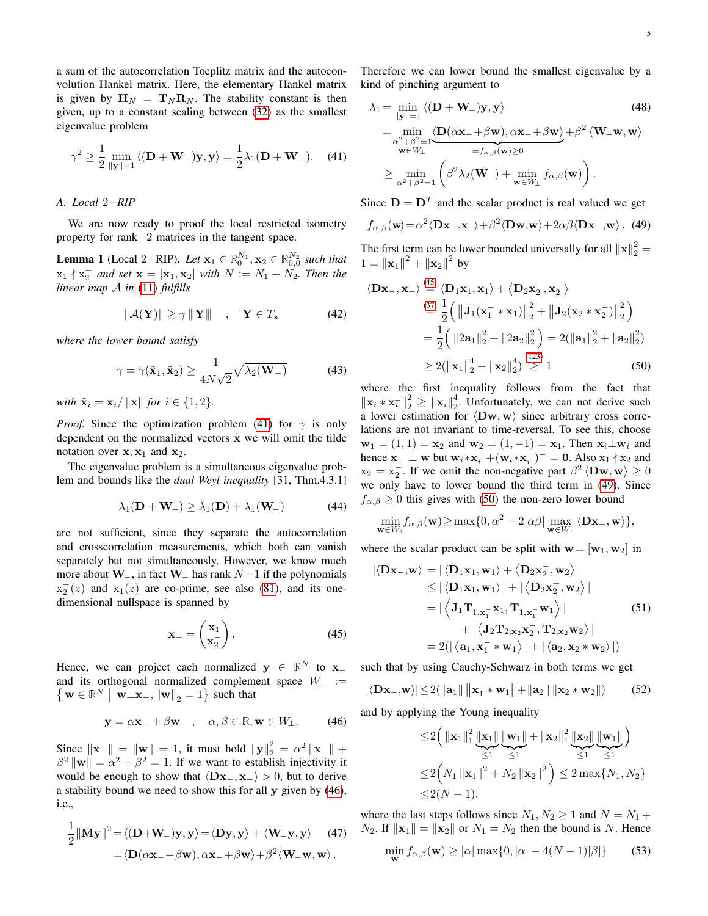a sum of the autocorrelation Toeplitz matrix and the autoconvolution Hankel matrix. Here, the elementary Hankel matrix is given by $\mathbf{H}_N = \mathbf{T}_N\mathbf{R}_N$. The stability constant is then given, up to a constant scaling between (32) as the smallest eigenvalue problem

$$\gamma^2 \geq \frac{1}{2}\min_{\|\mathbf{y}\|=1} \langle (\mathbf{D}+\mathbf{W}_-)\mathbf{y},\mathbf{y}\rangle = \frac{1}{2}\lambda_1(\mathbf{D}+\mathbf{W}_-). \tag{41}$$

### A. Local 2−RIP

We are now ready to proof the local restricted isometry property for rank−2 matrices in the tangent space.

**Lemma 1** (Local 2−RIP). *Let $\mathbf{x}_1 \in \mathbb{R}_0^{N_1}, \mathbf{x}_2 \in \mathbb{R}_{0,0}^{N_2}$ such that $\mathrm{x}_1 \nmid \mathrm{x}_2^-$ and set $\mathbf{x} = [\mathbf{x}_1, \mathbf{x}_2]$ with $N := N_1 + N_2$. Then the linear map $\mathcal{A}$ in (11) fulfills*

$$\|\mathcal{A}(\mathbf{Y})\| \geq \gamma \|\mathbf{Y}\| \quad , \quad \mathbf{Y} \in T_{\mathbf{x}} \tag{42}$$

*where the lower bound satisfy*

$$\gamma = \gamma(\tilde{\mathbf{x}}_1, \tilde{\mathbf{x}}_2) \geq \frac{1}{4N\sqrt{2}}\sqrt{\lambda_2(\mathbf{W}_-)} \tag{43}$$

*with $\tilde{\mathbf{x}}_i = \mathbf{x}_i/\|\mathbf{x}\|$ for $i \in \{1,2\}$.*

*Proof.* Since the optimization problem (41) for $\gamma$ is only dependent on the normalized vectors $\tilde{\mathbf{x}}$ we will omit the tilde notation over $\mathbf{x}, \mathbf{x}_1$ and $\mathbf{x}_2$.

The eigenvalue problem is a simultaneous eigenvalue problem and bounds like the *dual Weyl inequality* [31, Thm.4.3.1]

$$\lambda_1(\mathbf{D}+\mathbf{W}_-) \geq \lambda_1(\mathbf{D}) + \lambda_1(\mathbf{W}_-) \tag{44}$$

are not sufficient, since they separate the autocorrelation and crosscorrelation measurements, which both can vanish separately but not simultaneously. However, we know much more about $\mathbf{W}_-$, in fact $\mathbf{W}_-$ has rank $N-1$ if the polynomials $\mathrm{x}_2^-(z)$ and $\mathrm{x}_1(z)$ are co-prime, see also (81), and its one-dimensional nullspace is spanned by

$$\mathbf{x}_- = \begin{pmatrix} \mathbf{x}_1 \\ \mathbf{x}_2^- \end{pmatrix}. \tag{45}$$

Hence, we can project each normalized $\mathbf{y} \in \mathbb{R}^N$ to $\mathbf{x}_-$ and its orthogonal normalized complement space $W_\perp := \left\{ \mathbf{w} \in \mathbb{R}^N \;\middle|\; \mathbf{w}\perp\mathbf{x}_-, \|\mathbf{w}\|_2 = 1 \right\}$ such that

$$\mathbf{y} = \alpha\mathbf{x}_- + \beta\mathbf{w} \quad , \quad \alpha,\beta \in \mathbb{R}, \mathbf{w} \in W_\perp. \tag{46}$$

Since $\|\mathbf{x}_-\| = \|\mathbf{w}\| = 1$, it must hold $\|\mathbf{y}\|_2^2 = \alpha^2\|\mathbf{x}_-\| + \beta^2\|\mathbf{w}\| = \alpha^2+\beta^2 = 1$. If we want to establish injectivity it would be enough to show that $\langle \mathbf{D}\mathbf{x}_-, \mathbf{x}_-\rangle > 0$, but to derive a stability bound we need to show this for all $\mathbf{y}$ given by (46), i.e.,

$$\begin{aligned}\frac{1}{2}\|\mathbf{M}\mathbf{y}\|^2 &= \langle (\mathbf{D}+\mathbf{W}_-)\mathbf{y},\mathbf{y}\rangle = \langle \mathbf{D}\mathbf{y},\mathbf{y}\rangle + \langle \mathbf{W}_-\mathbf{y},\mathbf{y}\rangle \\ &= \langle \mathbf{D}(\alpha\mathbf{x}_-+\beta\mathbf{w}), \alpha\mathbf{x}_-+\beta\mathbf{w}\rangle + \beta^2\langle \mathbf{W}_-\mathbf{w},\mathbf{w}\rangle.\end{aligned} \tag{47}$$

Therefore we can lower bound the smallest eigenvalue by a kind of pinching argument to

$$\begin{aligned}\lambda_1 &= \min_{\|\mathbf{y}\|=1} \langle (\mathbf{D}+\mathbf{W}_-)\mathbf{y},\mathbf{y}\rangle \\ &= \min_{\substack{\alpha^2+\beta^2=1\\ \mathbf{w}\in W_\perp}} \underbrace{\langle \mathbf{D}(\alpha\mathbf{x}_-+\beta\mathbf{w}), \alpha\mathbf{x}_-+\beta\mathbf{w}\rangle}_{=f_{\alpha,\beta}(\mathbf{w})\geq 0} + \beta^2\langle \mathbf{W}_-\mathbf{w},\mathbf{w}\rangle \\ &\geq \min_{\alpha^2+\beta^2=1}\left(\beta^2\lambda_2(\mathbf{W}_-) + \min_{\mathbf{w}\in W_\perp} f_{\alpha,\beta}(\mathbf{w})\right).\end{aligned} \tag{48}$$

Since $\mathbf{D} = \mathbf{D}^T$ and the scalar product is real valued we get

$$f_{\alpha,\beta}(\mathbf{w}) = \alpha^2\langle \mathbf{D}\mathbf{x}_-,\mathbf{x}_-\rangle + \beta^2\langle \mathbf{D}\mathbf{w},\mathbf{w}\rangle + 2\alpha\beta\langle \mathbf{D}\mathbf{x}_-,\mathbf{w}\rangle. \tag{49}$$

The first term can be lower bounded universally for all $\|\mathbf{x}\|_2^2 = 1 = \|\mathbf{x}_1\|^2 + \|\mathbf{x}_2\|^2$ by

$$\begin{aligned}\langle \mathbf{D}\mathbf{x}_-,\mathbf{x}_-\rangle &\overset{(45)}{=} \langle \mathbf{D}_1\mathbf{x}_1,\mathbf{x}_1\rangle + \langle \mathbf{D}_2\mathbf{x}_2^-,\mathbf{x}_2^-\rangle \\ &\overset{(37)}{=} \frac{1}{2}\Big( \|\mathbf{J}_1(\mathbf{x}_1^- * \mathbf{x}_1)\|_2^2 + \|\mathbf{J}_2(\mathbf{x}_2 * \mathbf{x}_2^-)\|_2^2 \Big) \\ &= \frac{1}{2}\Big( \|2\mathbf{a}_1\|_2^2 + \|2\mathbf{a}_2\|_2^2 \Big) = 2(\|\mathbf{a}_1\|_2^2 + \|\mathbf{a}_2\|_2^2) \\ &\geq 2(\|\mathbf{x}_1\|_2^4 + \|\mathbf{x}_2\|_2^4) \overset{(123)}{\geq} 1\end{aligned} \tag{50}$$

where the first inequality follows from the fact that $\|\mathbf{x}_i * \overline{\mathbf{x}_i^-}\|_2^2 \geq \|\mathbf{x}_i\|_2^4$. Unfortunately, we can not derive such a lower estimation for $\langle \mathbf{D}\mathbf{w},\mathbf{w}\rangle$ since arbitrary cross correlations are not invariant to time-reversal. To see this, choose $\mathbf{w}_1 = (1,1) = \mathbf{x}_2$ and $\mathbf{w}_2 = (1,-1) = \mathbf{x}_1$. Then $\mathbf{x}_i\perp\mathbf{w}_i$ and hence $\mathbf{x}_- \perp \mathbf{w}$ but $\mathbf{w}_i*\mathbf{x}_i^- + (\mathbf{w}_i*\mathbf{x}_i^-)^- = \mathbf{0}$. Also $\mathrm{x}_1 \nmid \mathrm{x}_2$ and $\mathrm{x}_2 = \mathrm{x}_2^-$. If we omit the non-negative part $\beta^2\langle \mathbf{D}\mathbf{w},\mathbf{w}\rangle \geq 0$ we only have to lower bound the third term in (49). Since $f_{\alpha,\beta} \geq 0$ this gives with (50) the non-zero lower bound

$$\min_{\mathbf{w}\in W_\perp} f_{\alpha,\beta}(\mathbf{w}) \geq \max\{0, \alpha^2 - 2|\alpha\beta| \max_{\mathbf{w}\in W_\perp} \langle \mathbf{D}\mathbf{x}_-,\mathbf{w}\rangle\},$$

where the scalar product can be split with $\mathbf{w} = [\mathbf{w}_1,\mathbf{w}_2]$ in

$$\begin{aligned}|\langle \mathbf{D}\mathbf{x}_-,\mathbf{w}\rangle| &= |\langle \mathbf{D}_1\mathbf{x}_1,\mathbf{w}_1\rangle + \langle \mathbf{D}_2\mathbf{x}_2^-,\mathbf{w}_2\rangle| \\ &\leq |\langle \mathbf{D}_1\mathbf{x}_1,\mathbf{w}_1\rangle| + |\langle \mathbf{D}_2\mathbf{x}_2^-,\mathbf{w}_2\rangle| \\ &= \Big|\Big\langle \mathbf{J}_1\mathbf{T}_{1,\mathbf{x}_1^-}\mathbf{x}_1, \mathbf{T}_{1,\mathbf{x}_1^-}\mathbf{w}_1\Big\rangle\Big| \\ &\quad + |\langle \mathbf{J}_2\mathbf{T}_{2,\mathbf{x}_2}\mathbf{x}_2^-, \mathbf{T}_{2,\mathbf{x}_2}\mathbf{w}_2\rangle| \\ &= 2(|\langle \mathbf{a}_1, \mathbf{x}_1^- * \mathbf{w}_1\rangle| + |\langle \mathbf{a}_2, \mathbf{x}_2 * \mathbf{w}_2\rangle|)\end{aligned} \tag{51}$$

such that by using Cauchy-Schwarz in both terms we get

$$|\langle \mathbf{D}\mathbf{x}_-,\mathbf{w}\rangle| \leq 2(\|\mathbf{a}_1\| \|\mathbf{x}_1^- * \mathbf{w}_1\| + \|\mathbf{a}_2\| \|\mathbf{x}_2 * \mathbf{w}_2\|) \tag{52}$$

and by applying the Young inequality

$$\begin{aligned}&\leq 2\Big( \|\mathbf{x}_1\|_1^2 \underbrace{\|\mathbf{x}_1\|}_{\leq 1}\underbrace{\|\mathbf{w}_1\|}_{\leq 1} + \|\mathbf{x}_2\|_1^2 \underbrace{\|\mathbf{x}_2\|}_{\leq 1}\underbrace{\|\mathbf{w}_1\|}_{\leq 1} \Big) \\ &\leq 2\Big( N_1\|\mathbf{x}_1\|^2 + N_2\|\mathbf{x}_2\|^2 \Big) \leq 2\max\{N_1,N_2\} \\ &\leq 2(N-1).\end{aligned}$$

where the last steps follows since $N_1, N_2 \geq 1$ and $N = N_1 + N_2$. If $\|\mathbf{x}_1\| = \|\mathbf{x}_2\|$ or $N_1 = N_2$ then the bound is $N$. Hence

$$\min_{\mathbf{w}} f_{\alpha,\beta}(\mathbf{w}) \geq |\alpha| \max\{0, |\alpha| - 4(N-1)|\beta|\} \tag{53}$$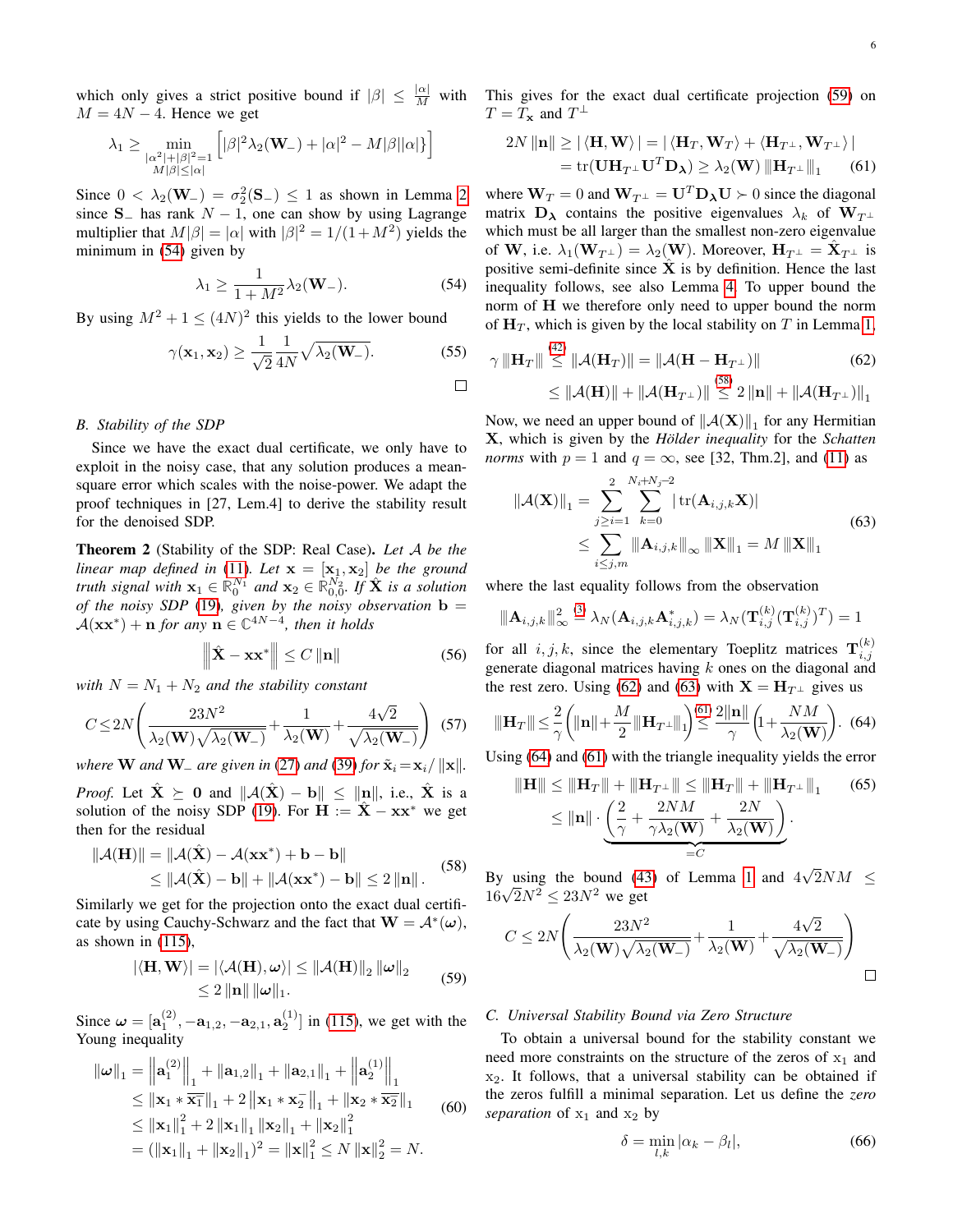which only gives a strict positive bound if $|\beta| \leq \frac{|\alpha|}{M}$ with $M = 4N-4$. Hence we get

$$\lambda_1 \geq \min_{\substack{|\alpha^2|+|\beta|^2=1 \\ M|\beta|\leq|\alpha|}} \left[ |\beta|^2 \lambda_2(\mathbf{W}_-) + |\alpha|^2 - M|\beta||\alpha|\} \right]$$

Since $0 < \lambda_2(\mathbf{W}_-) = \sigma_2^2(\mathbf{S}_-) \leq 1$ as shown in Lemma 2 since $\mathbf{S}_-$ has rank $N-1$, one can show by using Lagrange multiplier that $M|\beta| = |\alpha|$ with $|\beta|^2 = 1/(1+M^2)$ yields the minimum in (54) given by

$$\lambda_1 \geq \frac{1}{1+M^2} \lambda_2(\mathbf{W}_-). \tag{54}$$

By using $M^2 + 1 \leq (4N)^2$ this yields to the lower bound

$$\gamma(\mathbf{x}_1, \mathbf{x}_2) \geq \frac{1}{\sqrt{2}} \frac{1}{4N} \sqrt{\lambda_2(\mathbf{W}_-)}. \tag{55}$$

□

### B. Stability of the SDP

Since we have the exact dual certificate, we only have to exploit in the noisy case, that any solution produces a mean-square error which scales with the noise-power. We adapt the proof techniques in [27, Lem.4] to derive the stability result for the denoised SDP.

**Theorem 2** (Stability of the SDP: Real Case)**.** *Let $\mathcal{A}$ be the linear map defined in (11). Let $\mathbf{x} = [\mathbf{x}_1, \mathbf{x}_2]$ be the ground truth signal with $\mathbf{x}_1 \in \mathbb{R}_0^{N_1}$ and $\mathbf{x}_2 \in \mathbb{R}_{0,0}^{N_2}$. If $\hat{\mathbf{X}}$ is a solution of the noisy SDP (19), given by the noisy observation $\mathbf{b} = \mathcal{A}(\mathbf{x}\mathbf{x}^*) + \mathbf{n}$ for any $\mathbf{n} \in \mathbb{C}^{4N-4}$, then it holds*

$$\left\| \hat{\mathbf{X}} - \mathbf{x}\mathbf{x}^* \right\| \leq C \left\| \mathbf{n} \right\| \tag{56}$$

*with $N = N_1 + N_2$ and the stability constant*

$$C \leq 2N \left( \frac{23N^2}{\lambda_2(\mathbf{W})\sqrt{\lambda_2(\mathbf{W}_-)}} + \frac{1}{\lambda_2(\mathbf{W})} + \frac{4\sqrt{2}}{\sqrt{\lambda_2(\mathbf{W}_-)}} \right) \tag{57}$$

*where $\mathbf{W}$ and $\mathbf{W}_-$ are given in (27) and (39) for $\tilde{\mathbf{x}}_i = \mathbf{x}_i / \|\mathbf{x}\|$.*

*Proof.* Let $\hat{\mathbf{X}} \succeq \mathbf{0}$ and $\|\mathcal{A}(\hat{\mathbf{X}}) - \mathbf{b}\| \leq \|\mathbf{n}\|$, i.e., $\hat{\mathbf{X}}$ is a solution of the noisy SDP (19). For $\mathbf{H} := \hat{\mathbf{X}} - \mathbf{x}\mathbf{x}^*$ we get then for the residual

$$\begin{aligned} \|\mathcal{A}(\mathbf{H})\| &= \|\mathcal{A}(\hat{\mathbf{X}}) - \mathcal{A}(\mathbf{x}\mathbf{x}^*) + \mathbf{b} - \mathbf{b}\| \\ &\leq \|\mathcal{A}(\hat{\mathbf{X}}) - \mathbf{b}\| + \|\mathcal{A}(\mathbf{x}\mathbf{x}^*) - \mathbf{b}\| \leq 2\|\mathbf{n}\|. \end{aligned} \tag{58}$$

Similarly we get for the projection onto the exact dual certificate by using Cauchy-Schwarz and the fact that $\mathbf{W} = \mathcal{A}^*(\boldsymbol{\omega})$, as shown in (115),

$$\begin{aligned} |\langle \mathbf{H}, \mathbf{W} \rangle| &= |\langle \mathcal{A}(\mathbf{H}), \boldsymbol{\omega} \rangle| \leq \|\mathcal{A}(\mathbf{H})\|_2 \|\boldsymbol{\omega}\|_2 \\ &\leq 2\|\mathbf{n}\| \|\boldsymbol{\omega}\|_1. \end{aligned} \tag{59}$$

Since $\boldsymbol{\omega} = [\mathbf{a}_1^{(2)}, -\mathbf{a}_{1,2}, -\mathbf{a}_{2,1}, \mathbf{a}_2^{(1)}]$ in (115), we get with the Young inequality

$$\begin{aligned} \|\boldsymbol{\omega}\|_1 &= \left\|\mathbf{a}_1^{(2)}\right\|_1 + \|\mathbf{a}_{1,2}\|_1 + \|\mathbf{a}_{2,1}\|_1 + \left\|\mathbf{a}_2^{(1)}\right\|_1 \\ &\leq \|\mathbf{x}_1 * \overline{\mathbf{x}_1^-}\|_1 + 2\left\|\mathbf{x}_1 * \mathbf{x}_2^-\right\|_1 + \|\mathbf{x}_2 * \overline{\mathbf{x}_2^-}\|_1 \\ &\leq \|\mathbf{x}_1\|_1^2 + 2\|\mathbf{x}_1\|_1 \|\mathbf{x}_2\|_1 + \|\mathbf{x}_2\|_1^2 \\ &= (\|\mathbf{x}_1\|_1 + \|\mathbf{x}_2\|_1)^2 = \|\mathbf{x}\|_1^2 \leq N\|\mathbf{x}\|_2^2 = N. \end{aligned} \tag{60}$$

This gives for the exact dual certificate projection (59) on $T = T_{\mathbf{x}}$ and $T^\perp$

$$\begin{aligned} 2N\|\mathbf{n}\| &\geq |\langle \mathbf{H}, \mathbf{W} \rangle| = |\langle \mathbf{H}_T, \mathbf{W}_T \rangle + \langle \mathbf{H}_{T^\perp}, \mathbf{W}_{T^\perp} \rangle| \\ &= \operatorname{tr}(\mathbf{U}\mathbf{H}_{T^\perp}\mathbf{U}^T\mathbf{D}_{\boldsymbol{\lambda}}) \geq \lambda_2(\mathbf{W}) \|\!|\mathbf{H}_{T^\perp}|\!\|_1 \end{aligned} \tag{61}$$

where $\mathbf{W}_T = 0$ and $\mathbf{W}_{T^\perp} = \mathbf{U}^T\mathbf{D}_{\boldsymbol{\lambda}}\mathbf{U} \succ 0$ since the diagonal matrix $\mathbf{D}_{\boldsymbol{\lambda}}$ contains the positive eigenvalues $\lambda_k$ of $\mathbf{W}_{T^\perp}$ which must be all larger than the smallest non-zero eigenvalue of $\mathbf{W}$, i.e. $\lambda_1(\mathbf{W}_{T^\perp}) = \lambda_2(\mathbf{W})$. Moreover, $\mathbf{H}_{T^\perp} = \hat{\mathbf{X}}_{T^\perp}$ is positive semi-definite since $\hat{\mathbf{X}}$ is by definition. Hence the last inequality follows, see also Lemma 4. To upper bound the norm of $\mathbf{H}$ we therefore only need to upper bound the norm of $\mathbf{H}_T$, which is given by the local stability on $T$ in Lemma 1,

$$\begin{aligned} \gamma \|\!|\mathbf{H}_T|\!\| &\overset{(42)}{\leq} \|\mathcal{A}(\mathbf{H}_T)\| = \|\mathcal{A}(\mathbf{H} - \mathbf{H}_{T^\perp})\| \\ &\leq \|\mathcal{A}(\mathbf{H})\| + \|\mathcal{A}(\mathbf{H}_{T^\perp})\| \overset{(58)}{\leq} 2\|\mathbf{n}\| + \|\mathcal{A}(\mathbf{H}_{T^\perp})\|_1 \end{aligned} \tag{62}$$

Now, we need an upper bound of $\|\mathcal{A}(\mathbf{X})\|_1$ for any Hermitian $\mathbf{X}$, which is given by the *Hölder inequality* for the *Schatten norms* with $p = 1$ and $q = \infty$, see [32, Thm.2], and (11) as

$$\begin{aligned} \|\mathcal{A}(\mathbf{X})\|_1 &= \sum_{j \geq i=1}^{2} \sum_{k=0}^{N_i+N_j-2} |\operatorname{tr}(\mathbf{A}_{i,j,k}\mathbf{X})| \\ &\leq \sum_{i \leq j,m} \|\!|\mathbf{A}_{i,j,k}|\!\|_\infty \|\!|\mathbf{X}|\!\|_1 = M\|\!|\mathbf{X}|\!\|_1 \end{aligned} \tag{63}$$

where the last equality follows from the observation

$$\|\!|\mathbf{A}_{i,j,k}|\!\|_\infty^2 \overset{(3)}{=} \lambda_N(\mathbf{A}_{i,j,k}\mathbf{A}_{i,j,k}^*) = \lambda_N(\mathbf{T}_{i,j}^{(k)}(\mathbf{T}_{i,j}^{(k)})^T) = 1$$

for all $i, j, k$, since the elementary Toeplitz matrices $\mathbf{T}_{i,j}^{(k)}$ generate diagonal matrices having $k$ ones on the diagonal and the rest zero. Using (62) and (63) with $\mathbf{X} = \mathbf{H}_{T^\perp}$ gives us

$$\|\!|\mathbf{H}_T|\!\| \leq \frac{2}{\gamma}\left(\|\mathbf{n}\| + \frac{M}{2}\|\!|\mathbf{H}_{T^\perp}|\!\|_1\right) \overset{(61)}{\leq} \frac{2\|\mathbf{n}\|}{\gamma}\left(1 + \frac{NM}{\lambda_2(\mathbf{W})}\right). \tag{64}$$

Using (64) and (61) with the triangle inequality yields the error

$$\begin{aligned} \|\!|\mathbf{H}|\!\| &\leq \|\!|\mathbf{H}_T|\!\| + \|\!|\mathbf{H}_{T^\perp}|\!\| \leq \|\!|\mathbf{H}_T|\!\| + \|\!|\mathbf{H}_{T^\perp}|\!\|_1 \\ &\leq \|\mathbf{n}\| \cdot \underbrace{\left(\frac{2}{\gamma} + \frac{2NM}{\gamma\lambda_2(\mathbf{W})} + \frac{2N}{\lambda_2(\mathbf{W})}\right)}_{=C}. \end{aligned} \tag{65}$$

By using the bound (43) of Lemma 1 and $4\sqrt{2}NM \leq 16\sqrt{2}N^2 \leq 23N^2$ we get

$$C \leq 2N \left( \frac{23N^2}{\lambda_2(\mathbf{W})\sqrt{\lambda_2(\mathbf{W}_-)}} + \frac{1}{\lambda_2(\mathbf{W})} + \frac{4\sqrt{2}}{\sqrt{\lambda_2(\mathbf{W}_-)}} \right)$$

□

### C. Universal Stability Bound via Zero Structure

To obtain a universal bound for the stability constant we need more constraints on the structure of the zeros of $\mathrm{x}_1$ and $\mathrm{x}_2$. It follows, that a universal stability can be obtained if the zeros fulfill a minimal separation. Let us define the *zero separation* of $\mathrm{x}_1$ and $\mathrm{x}_2$ by

$$\delta = \min_{l,k} |\alpha_k - \beta_l|, \tag{66}$$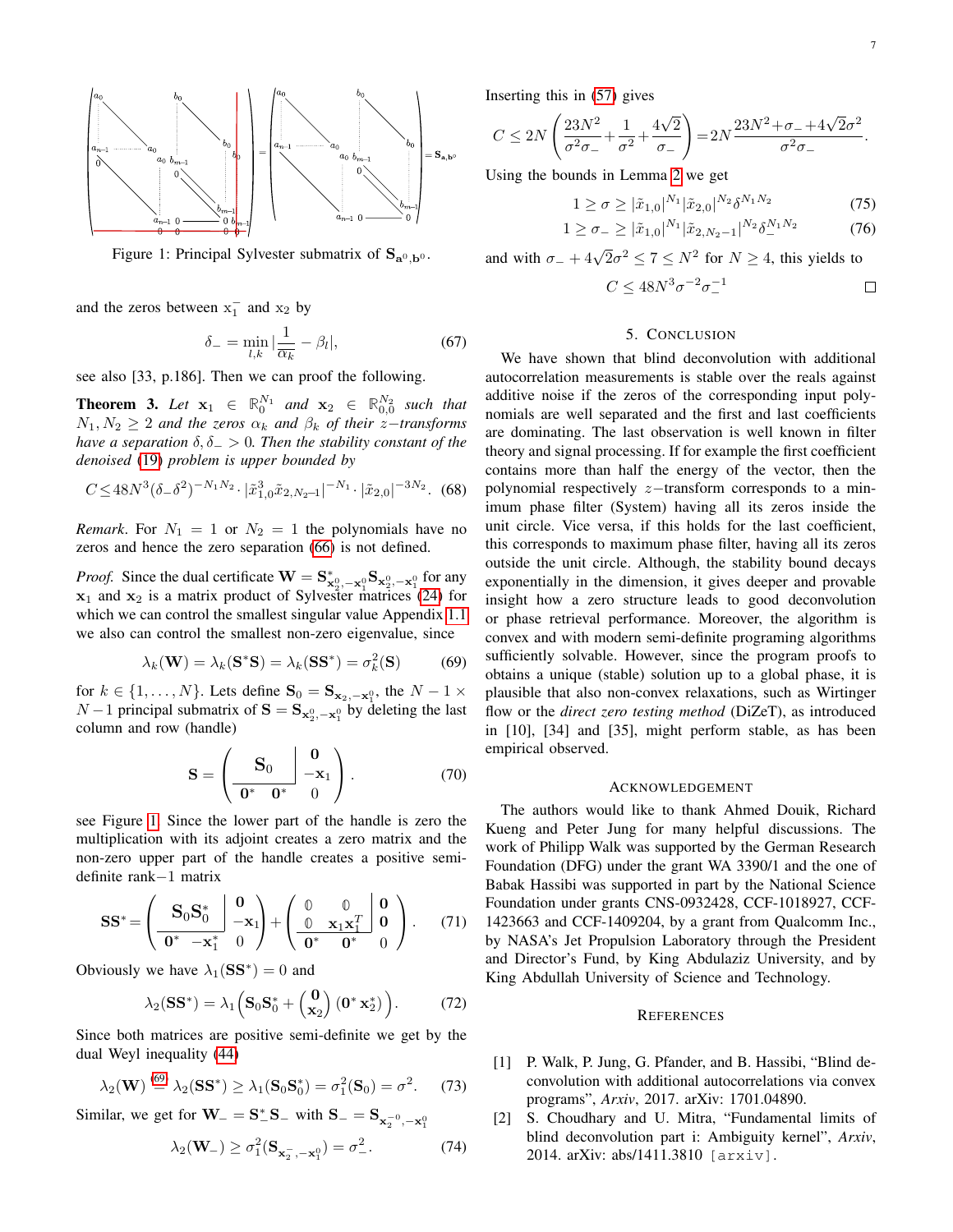Figure 1: Principal Sylvester submatrix of $\mathbf{S}_{\mathbf{a}^0,\mathbf{b}^0}$.

and the zeros between $x_1^-$ and $x_2$ by

$$\delta_- = \min_{l,k} |\frac{1}{\overline{\alpha_k}} - \beta_l|, \tag{67}$$

see also [33, p.186]. Then we can proof the following.

**Theorem 3.** *Let $\mathbf{x}_1 \in \mathbb{R}_0^{N_1}$ and $\mathbf{x}_2 \in \mathbb{R}_{0,0}^{N_2}$ such that $N_1, N_2 \geq 2$ and the zeros $\alpha_k$ and $\beta_k$ of their $z-$transforms have a separation $\delta, \delta_- > 0$. Then the stability constant of the denoised (19) problem is upper bounded by*

$$C \leq 48N^3(\delta_- \delta^2)^{-N_1N_2} \cdot |\tilde{x}_{1,0}^3 \tilde{x}_{2,N_2-1}|^{-N_1} \cdot |\tilde{x}_{2,0}|^{-3N_2}. \tag{68}$$

*Remark.* For $N_1 = 1$ or $N_2 = 1$ the polynomials have no zeros and hence the zero separation (66) is not defined.

*Proof.* Since the dual certificate $\mathbf{W} = \mathbf{S}^*_{\mathbf{x}_2^0,-\mathbf{x}_1^0}\mathbf{S}_{\mathbf{x}_2^0,-\mathbf{x}_1^0}$ for any $\mathbf{x}_1$ and $\mathbf{x}_2$ is a matrix product of Sylvester matrices (24) for which we can control the smallest singular value Appendix 1.1 we also can control the smallest non-zero eigenvalue, since

$$\lambda_k(\mathbf{W}) = \lambda_k(\mathbf{S}^*\mathbf{S}) = \lambda_k(\mathbf{S}\mathbf{S}^*) = \sigma_k^2(\mathbf{S}) \tag{69}$$

for $k \in \{1, \ldots, N\}$. Lets define $\mathbf{S}_0 = \mathbf{S}_{\mathbf{x}_2,-\mathbf{x}_1^0}$, the $N-1 \times N-1$ principal submatrix of $\mathbf{S} = \mathbf{S}_{\mathbf{x}_2^0,-\mathbf{x}_1^0}$ by deleting the last column and row (handle)

$$\mathbf{S} = \left(\begin{array}{c|c} \mathbf{S}_0 & \begin{matrix}\mathbf{0} \\ -\mathbf{x}_1\end{matrix} \\ \hline \mathbf{0}^* \quad \mathbf{0}^* & 0 \end{array}\right). \tag{70}$$

see Figure 1. Since the lower part of the handle is zero the multiplication with its adjoint creates a zero matrix and the non-zero upper part of the handle creates a positive semi-definite rank$-1$ matrix

$$\mathbf{S}\mathbf{S}^* = \left(\begin{array}{c|c} \mathbf{S}_0\mathbf{S}_0^* & \begin{matrix}\mathbf{0} \\ -\mathbf{x}_1\end{matrix} \\ \hline \mathbf{0}^* \quad -\mathbf{x}_1^* & 0 \end{array}\right) + \left(\begin{array}{cc|c} \mathbb{0} & \mathbb{0} & \mathbf{0} \\ \mathbb{0} & \mathbf{x}_1\mathbf{x}_1^T & \mathbf{0} \\ \hline \mathbf{0}^* & \mathbf{0}^* & 0 \end{array}\right). \tag{71}$$

Obviously we have $\lambda_1(\mathbf{S}\mathbf{S}^*) = 0$ and

$$\lambda_2(\mathbf{S}\mathbf{S}^*) = \lambda_1\left(\mathbf{S}_0\mathbf{S}_0^* + \begin{pmatrix}\mathbf{0} \\ \mathbf{x}_2\end{pmatrix}(\mathbf{0}^* \, \mathbf{x}_2^*)\right). \tag{72}$$

Since both matrices are positive semi-definite we get by the dual Weyl inequality (44)

$$\lambda_2(\mathbf{W}) \overset{(69)}{=} \lambda_2(\mathbf{S}\mathbf{S}^*) \geq \lambda_1(\mathbf{S}_0\mathbf{S}_0^*) = \sigma_1^2(\mathbf{S}_0) = \sigma^2. \tag{73}$$

Similar, we get for $\mathbf{W}_- = \mathbf{S}_-^*\mathbf{S}_-$ with $\mathbf{S}_- = \mathbf{S}_{\mathbf{x}_2^{-0},-\mathbf{x}_1^0}$

$$\lambda_2(\mathbf{W}_-) \geq \sigma_1^2(\mathbf{S}_{\mathbf{x}_2^-,-\mathbf{x}_1^0}) = \sigma_-^2. \tag{74}$$

Inserting this in (57) gives

$$C \leq 2N\left(\frac{23N^2}{\sigma^2\sigma_-} + \frac{1}{\sigma^2} + \frac{4\sqrt{2}}{\sigma_-}\right) = 2N\frac{23N^2 + \sigma_- + 4\sqrt{2}\sigma^2}{\sigma^2\sigma_-}.$$

Using the bounds in Lemma 2 we get

$$1 \geq \sigma \geq |\tilde{x}_{1,0}|^{N_1}|\tilde{x}_{2,0}|^{N_2}\delta^{N_1N_2} \tag{75}$$

$$1 \geq \sigma_- \geq |\tilde{x}_{1,0}|^{N_1}|\tilde{x}_{2,N_2-1}|^{N_2}\delta_-^{N_1N_2} \tag{76}$$

and with $\sigma_- + 4\sqrt{2}\sigma^2 \leq 7 \leq N^2$ for $N \geq 4$, this yields to

$$C \leq 48N^3\sigma^{-2}\sigma_-^{-1}$$

□

## 5. Conclusion

We have shown that blind deconvolution with additional autocorrelation measurements is stable over the reals against additive noise if the zeros of the corresponding input polynomials are well separated and the first and last coefficients are dominating. The last observation is well known in filter theory and signal processing. If for example the first coefficient contains more than half the energy of the vector, then the polynomial respectively $z-$transform corresponds to a minimum phase filter (System) having all its zeros inside the unit circle. Vice versa, if this holds for the last coefficient, this corresponds to maximum phase filter, having all its zeros outside the unit circle. Although, the stability bound decays exponentially in the dimension, it gives deeper and provable insight how a zero structure leads to good deconvolution or phase retrieval performance. Moreover, the algorithm is convex and with modern semi-definite programing algorithms sufficiently solvable. However, since the program proofs to obtains a unique (stable) solution up to a global phase, it is plausible that also non-convex relaxations, such as Wirtinger flow or the *direct zero testing method* (DiZeT), as introduced in [10], [34] and [35], might perform stable, as has been empirical observed.

## Acknowledgement

The authors would like to thank Ahmed Douik, Richard Kueng and Peter Jung for many helpful discussions. The work of Philipp Walk was supported by the German Research Foundation (DFG) under the grant WA 3390/1 and the one of Babak Hassibi was supported in part by the National Science Foundation under grants CNS-0932428, CCF-1018927, CCF-1423663 and CCF-1409204, by a grant from Qualcomm Inc., by NASA's Jet Propulsion Laboratory through the President and Director's Fund, by King Abdulaziz University, and by King Abdullah University of Science and Technology.

## References

[1] P. Walk, P. Jung, G. Pfander, and B. Hassibi, "Blind deconvolution with additional autocorrelations via convex programs", *Arxiv*, 2017. arXiv: 1701.04890.

[2] S. Choudhary and U. Mitra, "Fundamental limits of blind deconvolution part i: Ambiguity kernel", *Arxiv*, 2014. arXiv: abs/1411.3810 [arxiv].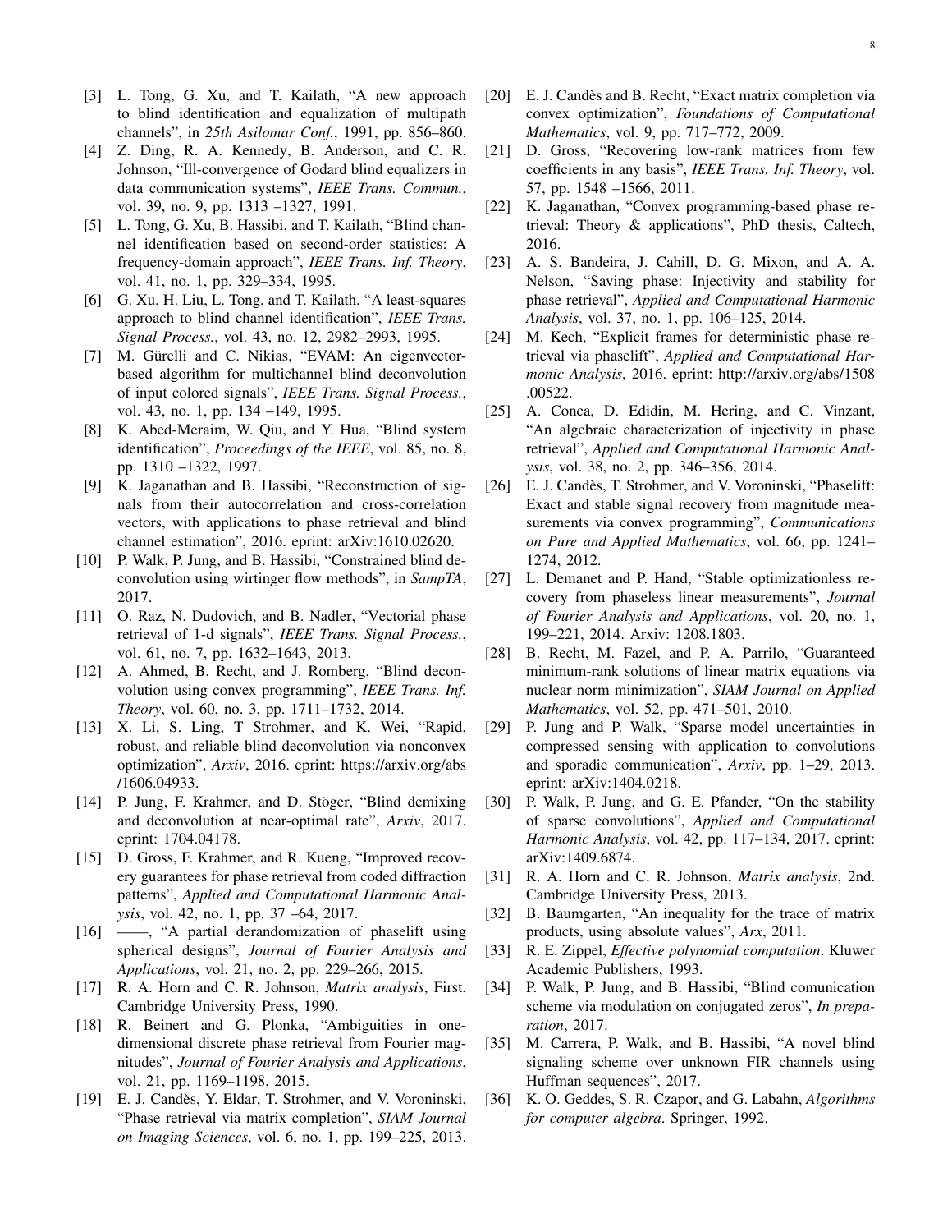[3] L. Tong, G. Xu, and T. Kailath, "A new approach to blind identification and equalization of multipath channels", in *25th Asilomar Conf.*, 1991, pp. 856–860.

[4] Z. Ding, R. A. Kennedy, B. Anderson, and C. R. Johnson, "Ill-convergence of Godard blind equalizers in data communication systems", *IEEE Trans. Commun.*, vol. 39, no. 9, pp. 1313 –1327, 1991.

[5] L. Tong, G. Xu, B. Hassibi, and T. Kailath, "Blind channel identification based on second-order statistics: A frequency-domain approach", *IEEE Trans. Inf. Theory*, vol. 41, no. 1, pp. 329–334, 1995.

[6] G. Xu, H. Liu, L. Tong, and T. Kailath, "A least-squares approach to blind channel identification", *IEEE Trans. Signal Process.*, vol. 43, no. 12, 2982–2993, 1995.

[7] M. Gürelli and C. Nikias, "EVAM: An eigenvector-based algorithm for multichannel blind deconvolution of input colored signals", *IEEE Trans. Signal Process.*, vol. 43, no. 1, pp. 134 –149, 1995.

[8] K. Abed-Meraim, W. Qiu, and Y. Hua, "Blind system identification", *Proceedings of the IEEE*, vol. 85, no. 8, pp. 1310 –1322, 1997.

[9] K. Jaganathan and B. Hassibi, "Reconstruction of signals from their autocorrelation and cross-correlation vectors, with applications to phase retrieval and blind channel estimation", 2016. eprint: arXiv:1610.02620.

[10] P. Walk, P. Jung, and B. Hassibi, "Constrained blind deconvolution using wirtinger flow methods", in *SampTA*, 2017.

[11] O. Raz, N. Dudovich, and B. Nadler, "Vectorial phase retrieval of 1-d signals", *IEEE Trans. Signal Process.*, vol. 61, no. 7, pp. 1632–1643, 2013.

[12] A. Ahmed, B. Recht, and J. Romberg, "Blind deconvolution using convex programming", *IEEE Trans. Inf. Theory*, vol. 60, no. 3, pp. 1711–1732, 2014.

[13] X. Li, S. Ling, T Strohmer, and K. Wei, "Rapid, robust, and reliable blind deconvolution via nonconvex optimization", *Arxiv*, 2016. eprint: https://arxiv.org/abs/1606.04933.

[14] P. Jung, F. Krahmer, and D. Stöger, "Blind demixing and deconvolution at near-optimal rate", *Arxiv*, 2017. eprint: 1704.04178.

[15] D. Gross, F. Krahmer, and R. Kueng, "Improved recovery guarantees for phase retrieval from coded diffraction patterns", *Applied and Computational Harmonic Analysis*, vol. 42, no. 1, pp. 37 –64, 2017.

[16] ——, "A partial derandomization of phaselift using spherical designs", *Journal of Fourier Analysis and Applications*, vol. 21, no. 2, pp. 229–266, 2015.

[17] R. A. Horn and C. R. Johnson, *Matrix analysis*, First. Cambridge University Press, 1990.

[18] R. Beinert and G. Plonka, "Ambiguities in one-dimensional discrete phase retrieval from Fourier magnitudes", *Journal of Fourier Analysis and Applications*, vol. 21, pp. 1169–1198, 2015.

[19] E. J. Candès, Y. Eldar, T. Strohmer, and V. Voroninski, "Phase retrieval via matrix completion", *SIAM Journal on Imaging Sciences*, vol. 6, no. 1, pp. 199–225, 2013.

[20] E. J. Candès and B. Recht, "Exact matrix completion via convex optimization", *Foundations of Computational Mathematics*, vol. 9, pp. 717–772, 2009.

[21] D. Gross, "Recovering low-rank matrices from few coefficients in any basis", *IEEE Trans. Inf. Theory*, vol. 57, pp. 1548 –1566, 2011.

[22] K. Jaganathan, "Convex programming-based phase retrieval: Theory & applications", PhD thesis, Caltech, 2016.

[23] A. S. Bandeira, J. Cahill, D. G. Mixon, and A. A. Nelson, "Saving phase: Injectivity and stability for phase retrieval", *Applied and Computational Harmonic Analysis*, vol. 37, no. 1, pp. 106–125, 2014.

[24] M. Kech, "Explicit frames for deterministic phase retrieval via phaselift", *Applied and Computational Harmonic Analysis*, 2016. eprint: http://arxiv.org/abs/1508.00522.

[25] A. Conca, D. Edidin, M. Hering, and C. Vinzant, "An algebraic characterization of injectivity in phase retrieval", *Applied and Computational Harmonic Analysis*, vol. 38, no. 2, pp. 346–356, 2014.

[26] E. J. Candès, T. Strohmer, and V. Voroninski, "Phaselift: Exact and stable signal recovery from magnitude measurements via convex programming", *Communications on Pure and Applied Mathematics*, vol. 66, pp. 1241–1274, 2012.

[27] L. Demanet and P. Hand, "Stable optimizationless recovery from phaseless linear measurements", *Journal of Fourier Analysis and Applications*, vol. 20, no. 1, 199–221, 2014. Arxiv: 1208.1803.

[28] B. Recht, M. Fazel, and P. A. Parrilo, "Guaranteed minimum-rank solutions of linear matrix equations via nuclear norm minimization", *SIAM Journal on Applied Mathematics*, vol. 52, pp. 471–501, 2010.

[29] P. Jung and P. Walk, "Sparse model uncertainties in compressed sensing with application to convolutions and sporadic communication", *Arxiv*, pp. 1–29, 2013. eprint: arXiv:1404.0218.

[30] P. Walk, P. Jung, and G. E. Pfander, "On the stability of sparse convolutions", *Applied and Computational Harmonic Analysis*, vol. 42, pp. 117–134, 2017. eprint: arXiv:1409.6874.

[31] R. A. Horn and C. R. Johnson, *Matrix analysis*, 2nd. Cambridge University Press, 2013.

[32] B. Baumgarten, "An inequality for the trace of matrix products, using absolute values", *Arx*, 2011.

[33] R. E. Zippel, *Effective polynomial computation*. Kluwer Academic Publishers, 1993.

[34] P. Walk, P. Jung, and B. Hassibi, "Blind comunication scheme via modulation on conjugated zeros", *In preparation*, 2017.

[35] M. Carrera, P. Walk, and B. Hassibi, "A novel blind signaling scheme over unknown FIR channels using Huffman sequences", 2017.

[36] K. O. Geddes, S. R. Czapor, and G. Labahn, *Algorithms for computer algebra*. Springer, 1992.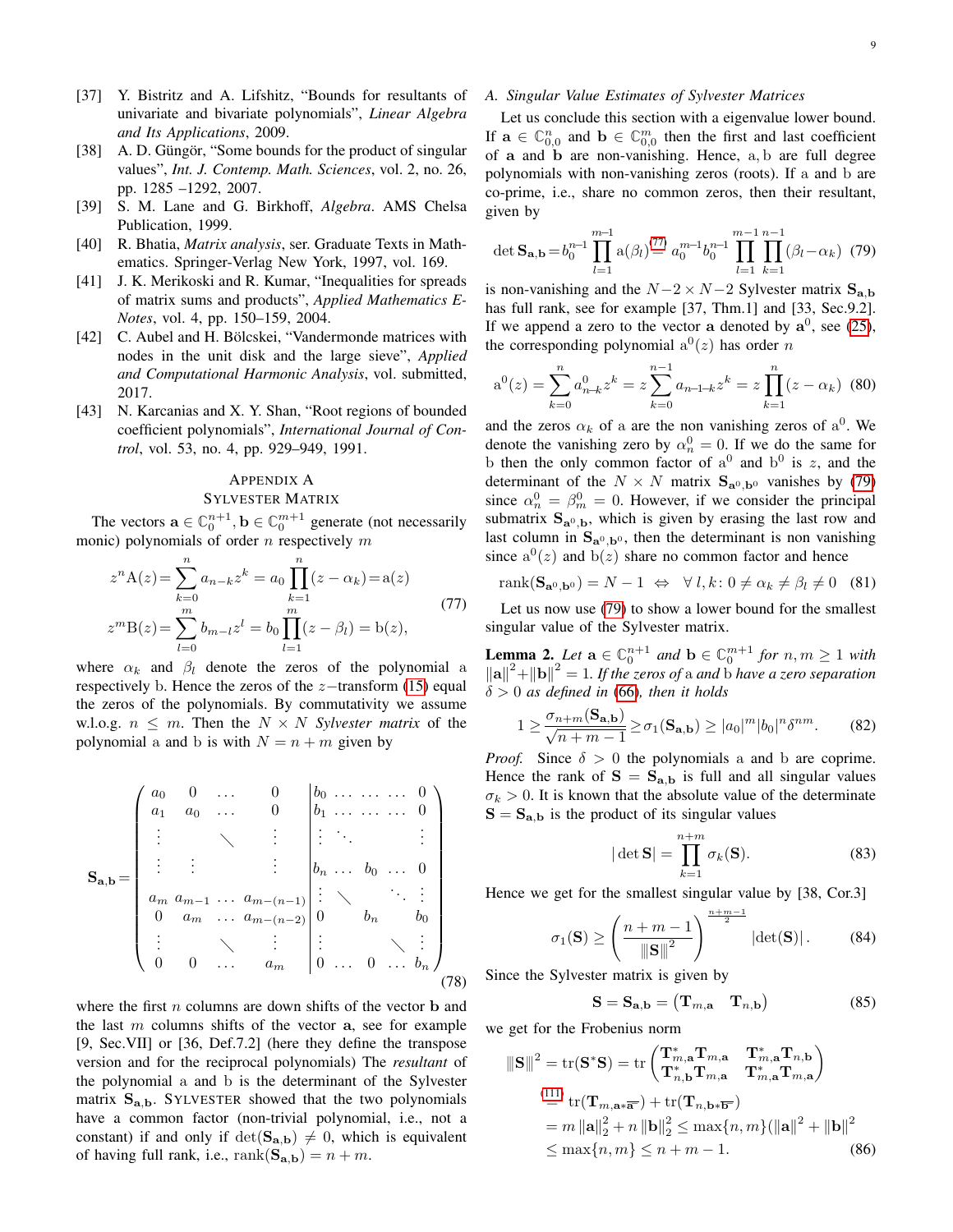[37] Y. Bistritz and A. Lifshitz, “Bounds for resultants of univariate and bivariate polynomials”, *Linear Algebra and Its Applications*, 2009.

[38] A. D. Güngör, “Some bounds for the product of singular values”, *Int. J. Contemp. Math. Sciences*, vol. 2, no. 26, pp. 1285 –1292, 2007.

[39] S. M. Lane and G. Birkhoff, *Algebra*. AMS Chelsa Publication, 1999.

[40] R. Bhatia, *Matrix analysis*, ser. Graduate Texts in Mathematics. Springer-Verlag New York, 1997, vol. 169.

[41] J. K. Merikoski and R. Kumar, “Inequalities for spreads of matrix sums and products”, *Applied Mathematics E-Notes*, vol. 4, pp. 150–159, 2004.

[42] C. Aubel and H. Bölcskei, “Vandermonde matrices with nodes in the unit disk and the large sieve”, *Applied and Computational Harmonic Analysis*, vol. submitted, 2017.

[43] N. Karcanias and X. Y. Shan, “Root regions of bounded coefficient polynomials”, *International Journal of Control*, vol. 53, no. 4, pp. 929–949, 1991.

# Appendix A
# Sylvester Matrix

The vectors $\mathbf{a}\in\mathbb{C}_0^{n+1}, \mathbf{b}\in\mathbb{C}_0^{m+1}$ generate (not necessarily monic) polynomials of order $n$ respectively $m$

$$
\begin{aligned}
z^n\mathrm{A}(z) &= \sum_{k=0}^{n} a_{n-k}z^k = a_0\prod_{k=1}^{n}(z-\alpha_k) = \mathrm{a}(z)\\
z^m\mathrm{B}(z) &= \sum_{l=0}^{m} b_{m-l}z^l = b_0\prod_{l=1}^{m}(z-\beta_l) = \mathrm{b}(z),
\end{aligned}
\tag{77}
$$

where $\alpha_k$ and $\beta_l$ denote the zeros of the polynomial a respectively b. Hence the zeros of the $z-$transform (15) equal the zeros of the polynomials. By commutativity we assume w.l.o.g. $n\leq m$. Then the $N\times N$ *Sylvester matrix* of the polynomial a and b is with $N=n+m$ given by

$$
\mathbf{S}_{\mathbf{a},\mathbf{b}} = \left(\begin{array}{cccc|ccccc}
a_0 & 0 & \dots & 0 & b_0 & \dots & \dots & \dots & 0\\
a_1 & a_0 & \dots & 0 & b_1 & \dots & \dots & \dots & 0\\
\vdots & & \ddots & \vdots & \vdots & \ddots & & & \vdots\\
\vdots & \vdots & & \vdots & b_n & \dots & b_0 & \dots & 0\\
a_m & a_{m-1} & \dots & a_{m-(n-1)} & \vdots & \ddots & & \ddots & \vdots\\
0 & a_m & \dots & a_{m-(n-2)} & 0 & & b_n & & b_0\\
\vdots & & \ddots & \vdots & \vdots & & & \ddots & \vdots\\
0 & 0 & \dots & a_m & 0 & \dots & 0 & \dots & b_n
\end{array}\right)
\tag{78}
$$

where the first $n$ columns are down shifts of the vector $\mathbf{b}$ and the last $m$ columns shifts of the vector $\mathbf{a}$, see for example [9, Sec.VII] or [36, Def.7.2] (here they define the transpose version and for the reciprocal polynomials) The *resultant* of the polynomial a and b is the determinant of the Sylvester matrix $\mathbf{S}_{\mathbf{a},\mathbf{b}}$. Sylvester showed that the two polynomials have a common factor (non-trivial polynomial, i.e., not a constant) if and only if $\det(\mathbf{S}_{\mathbf{a},\mathbf{b}})\neq 0$, which is equivalent of having full rank, i.e., $\operatorname{rank}(\mathbf{S}_{\mathbf{a},\mathbf{b}})=n+m$.

## A. Singular Value Estimates of Sylvester Matrices

Let us conclude this section with a eigenvalue lower bound. If $\mathbf{a}\in\mathbb{C}_{0,0}^n$ and $\mathbf{b}\in\mathbb{C}_{0,0}^m$ then the first and last coefficient of $\mathbf{a}$ and $\mathbf{b}$ are non-vanishing. Hence, a, b are full degree polynomials with non-vanishing zeros (roots). If a and b are co-prime, i.e., share no common zeros, then their resultant, given by

$$
\det\mathbf{S}_{\mathbf{a},\mathbf{b}} = b_0^{n-1}\prod_{l=1}^{m-1}\mathrm{a}(\beta_l) \overset{(77)}{=} a_0^{m-1}b_0^{n-1}\prod_{l=1}^{m-1}\prod_{k=1}^{n-1}(\beta_l-\alpha_k) \tag{79}
$$

is non-vanishing and the $N-2\times N-2$ Sylvester matrix $\mathbf{S}_{\mathbf{a},\mathbf{b}}$ has full rank, see for example [37, Thm.1] and [33, Sec.9.2]. If we append a zero to the vector $\mathbf{a}$ denoted by $\mathbf{a}^0$, see (25), the corresponding polynomial $\mathrm{a}^0(z)$ has order $n$

$$
\mathrm{a}^0(z) = \sum_{k=0}^{n} a_{n-k}^0 z^k = z\sum_{k=0}^{n-1} a_{n-1-k}z^k = z\prod_{k=1}^{n}(z-\alpha_k) \tag{80}
$$

and the zeros $\alpha_k$ of a are the non vanishing zeros of $\mathrm{a}^0$. We denote the vanishing zero by $\alpha_n^0=0$. If we do the same for b then the only common factor of $\mathrm{a}^0$ and $\mathrm{b}^0$ is $z$, and the determinant of the $N\times N$ matrix $\mathbf{S}_{\mathbf{a}^0,\mathbf{b}^0}$ vanishes by (79) since $\alpha_n^0=\beta_m^0=0$. However, if we consider the principal submatrix $\mathbf{S}_{\mathbf{a}^0,\mathbf{b}}$, which is given by erasing the last row and last column in $\mathbf{S}_{\mathbf{a}^0,\mathbf{b}^0}$, then the determinant is non vanishing since $\mathrm{a}^0(z)$ and $\mathrm{b}(z)$ share no common factor and hence

$$
\operatorname{rank}(\mathbf{S}_{\mathbf{a}^0,\mathbf{b}^0}) = N-1 \;\Leftrightarrow\; \forall\, l,k\colon 0\neq\alpha_k\neq\beta_l\neq 0 \tag{81}
$$

Let us now use (79) to show a lower bound for the smallest singular value of the Sylvester matrix.

**Lemma 2.** *Let $\mathbf{a}\in\mathbb{C}_0^{n+1}$ and $\mathbf{b}\in\mathbb{C}_0^{m+1}$ for $n,m\geq 1$ with $\|\mathbf{a}\|^2+\|\mathbf{b}\|^2=1$. If the zeros of a and b have a zero separation $\delta>0$ as defined in (66), then it holds*

$$
1 \geq \frac{\sigma_{n+m}(\mathbf{S}_{\mathbf{a},\mathbf{b}})}{\sqrt{n+m-1}} \geq \sigma_1(\mathbf{S}_{\mathbf{a},\mathbf{b}}) \geq |a_0|^m|b_0|^n\delta^{nm}. \tag{82}
$$

*Proof.* Since $\delta>0$ the polynomials a and b are coprime. Hence the rank of $\mathbf{S}=\mathbf{S}_{\mathbf{a},\mathbf{b}}$ is full and all singular values $\sigma_k>0$. It is known that the absolute value of the determinate $\mathbf{S}=\mathbf{S}_{\mathbf{a},\mathbf{b}}$ is the product of its singular values

$$
|\det\mathbf{S}| = \prod_{k=1}^{n+m}\sigma_k(\mathbf{S}). \tag{83}
$$

Hence we get for the smallest singular value by [38, Cor.3]

$$
\sigma_1(\mathbf{S}) \geq \left(\frac{n+m-1}{\|\mathbf{S}\|^2}\right)^{\frac{n+m-1}{2}} |\det(\mathbf{S})|. \tag{84}
$$

Since the Sylvester matrix is given by

$$
\mathbf{S} = \mathbf{S}_{\mathbf{a},\mathbf{b}} = \begin{pmatrix}\mathbf{T}_{m,\mathbf{a}} & \mathbf{T}_{n,\mathbf{b}}\end{pmatrix} \tag{85}
$$

we get for the Frobenius norm

$$
\begin{aligned}
\|\mathbf{S}\|^2 &= \operatorname{tr}(\mathbf{S}^*\mathbf{S}) = \operatorname{tr}\begin{pmatrix}\mathbf{T}_{m,\mathbf{a}}^*\mathbf{T}_{m,\mathbf{a}} & \mathbf{T}_{m,\mathbf{a}}^*\mathbf{T}_{n,\mathbf{b}}\\ \mathbf{T}_{n,\mathbf{b}}^*\mathbf{T}_{m,\mathbf{a}} & \mathbf{T}_{m,\mathbf{a}}^*\mathbf{T}_{m,\mathbf{a}}\end{pmatrix}\\
&\overset{(111)}{=} \operatorname{tr}(\mathbf{T}_{m,\mathbf{a}*\overline{\mathbf{a}^-}}) + \operatorname{tr}(\mathbf{T}_{n,\mathbf{b}*\overline{\mathbf{b}^-}})\\
&= m\|\mathbf{a}\|_2^2 + n\|\mathbf{b}\|_2^2 \leq \max\{n,m\}(\|\mathbf{a}\|^2+\|\mathbf{b}\|^2\\
&\leq \max\{n,m\} \leq n+m-1.
\end{aligned}
\tag{86}
$$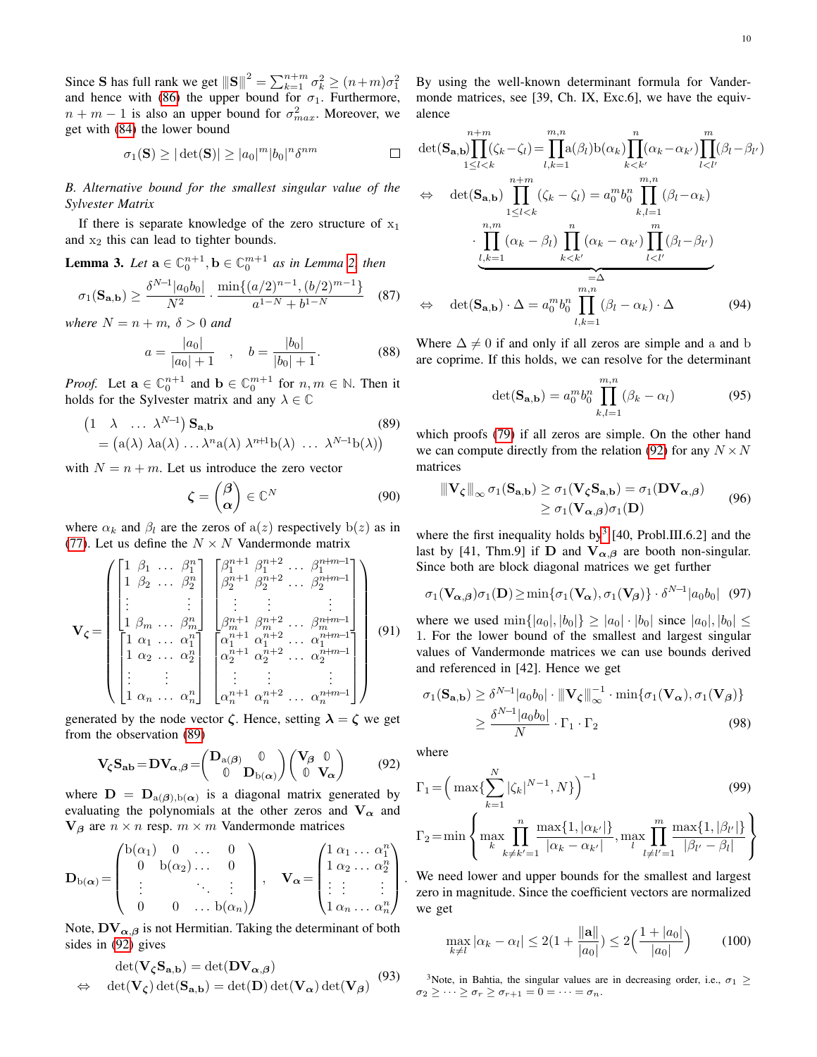Since $\mathbf{S}$ has full rank we get $\|\mathbf{S}\|^2 = \sum_{k=1}^{n+m} \sigma_k^2 \geq (n+m)\sigma_1^2$ and hence with (86) the upper bound for $\sigma_1$. Furthermore, $n+m-1$ is also an upper bound for $\sigma_{max}^2$. Moreover, we get with (84) the lower bound

$$\sigma_1(\mathbf{S}) \geq |\det(\mathbf{S})| \geq |a_0|^m |b_0|^n \delta^{nm} \qquad \square$$

### B. Alternative bound for the smallest singular value of the Sylvester Matrix

If there is separate knowledge of the zero structure of $\mathrm{x}_1$ and $\mathrm{x}_2$ this can lead to tighter bounds.

**Lemma 3.** *Let $\mathbf{a} \in \mathbb{C}_0^{n+1}, \mathbf{b} \in \mathbb{C}_0^{m+1}$ as in Lemma 2, then*

$$\sigma_1(\mathbf{S}_{\mathbf{a},\mathbf{b}}) \geq \frac{\delta^{N-1}|a_0 b_0|}{N^2} \cdot \frac{\min\{(a/2)^{n-1},(b/2)^{m-1}\}}{a^{1-N}+b^{1-N}} \tag{87}$$

*where $N=n+m$, $\delta>0$ and*

$$a = \frac{|a_0|}{|a_0|+1} \quad , \quad b = \frac{|b_0|}{|b_0|+1}. \tag{88}$$

*Proof.* Let $\mathbf{a} \in \mathbb{C}_0^{n+1}$ and $\mathbf{b} \in \mathbb{C}_0^{m+1}$ for $n,m \in \mathbb{N}$. Then it holds for the Sylvester matrix and any $\lambda \in \mathbb{C}$

$$\begin{aligned}
&\begin{pmatrix} 1 & \lambda & \dots & \lambda^{N-1}\end{pmatrix} \mathbf{S}_{\mathbf{a},\mathbf{b}} \\
&= \begin{pmatrix} \mathrm{a}(\lambda) \; \lambda\mathrm{a}(\lambda) \dots \lambda^n \mathrm{a}(\lambda) \; \lambda^{n+1}\mathrm{b}(\lambda) \; \dots \; \lambda^{N-1}\mathrm{b}(\lambda)\end{pmatrix}
\end{aligned}\tag{89}$$

with $N=n+m$. Let us introduce the zero vector

$$\boldsymbol{\zeta} = \begin{pmatrix} \boldsymbol{\beta} \\ \boldsymbol{\alpha}\end{pmatrix} \in \mathbb{C}^N \tag{90}$$

where $\alpha_k$ and $\beta_l$ are the zeros of $\mathrm{a}(z)$ respectively $\mathrm{b}(z)$ as in (77). Let us define the $N \times N$ Vandermonde matrix

$$\mathbf{V}_{\boldsymbol{\zeta}} = \begin{pmatrix}
\begin{bmatrix} 1 & \beta_1 & \dots & \beta_1^n \\ 1 & \beta_2 & \dots & \beta_2^n \\ \vdots & & & \vdots \\ 1 & \beta_m & \dots & \beta_m^n \end{bmatrix} & \begin{bmatrix} \beta_1^{n+1} & \beta_1^{n+2} & \dots & \beta_1^{n+m-1} \\ \beta_2^{n+1} & \beta_2^{n+2} & \dots & \beta_2^{n+m-1} \\ \vdots & \vdots & & \vdots \\ \beta_m^{n+1} & \beta_m^{n+2} & \dots & \beta_m^{n+m-1} \end{bmatrix} \\
\begin{bmatrix} 1 & \alpha_1 & \dots & \alpha_1^n \\ 1 & \alpha_2 & \dots & \alpha_2^n \\ \vdots & \vdots & & \vdots \\ 1 & \alpha_n & \dots & \alpha_n^n \end{bmatrix} & \begin{bmatrix} \alpha_1^{n+1} & \alpha_1^{n+2} & \dots & \alpha_1^{n+m-1} \\ \alpha_2^{n+1} & \alpha_2^{n+2} & \dots & \alpha_2^{n+m-1} \\ \vdots & \vdots & & \vdots \\ \alpha_n^{n+1} & \alpha_n^{n+2} & \dots & \alpha_n^{n+m-1} \end{bmatrix}
\end{pmatrix} \tag{91}$$

generated by the node vector $\boldsymbol{\zeta}$. Hence, setting $\boldsymbol{\lambda} = \boldsymbol{\zeta}$ we get from the observation (89)

$$\mathbf{V}_{\boldsymbol{\zeta}}\mathbf{S}_{\mathbf{ab}} = \mathbf{D}\mathbf{V}_{\boldsymbol{\alpha},\boldsymbol{\beta}} = \begin{pmatrix} \mathbf{D}_{\mathrm{a}(\boldsymbol{\beta})} & \mathbb{0} \\ \mathbb{0} & \mathbf{D}_{\mathrm{b}(\boldsymbol{\alpha})}\end{pmatrix}\begin{pmatrix} \mathbf{V}_{\boldsymbol{\beta}} & \mathbb{0} \\ \mathbb{0} & \mathbf{V}_{\boldsymbol{\alpha}}\end{pmatrix} \tag{92}$$

where $\mathbf{D} = \mathbf{D}_{\mathrm{a}(\boldsymbol{\beta}),\mathrm{b}(\boldsymbol{\alpha})}$ is a diagonal matrix generated by evaluating the polynomials at the other zeros and $\mathbf{V}_{\boldsymbol{\alpha}}$ and $\mathbf{V}_{\boldsymbol{\beta}}$ are $n \times n$ resp. $m \times m$ Vandermonde matrices

$$\mathbf{D}_{\mathrm{b}(\boldsymbol{\alpha})} = \begin{pmatrix} \mathrm{b}(\alpha_1) & 0 & \dots & 0 \\ 0 & \mathrm{b}(\alpha_2) & \dots & 0 \\ \vdots & & \ddots & \vdots \\ 0 & 0 & \dots & \mathrm{b}(\alpha_n)\end{pmatrix}, \quad \mathbf{V}_{\boldsymbol{\alpha}} = \begin{pmatrix} 1 & \alpha_1 & \dots & \alpha_1^n \\ 1 & \alpha_2 & \dots & \alpha_2^n \\ \vdots & \vdots & & \vdots \\ 1 & \alpha_n & \dots & \alpha_n^n \end{pmatrix}.$$

Note, $\mathbf{D}\mathbf{V}_{\boldsymbol{\alpha},\boldsymbol{\beta}}$ is not Hermitian. Taking the determinant of both sides in (92) gives

$$\begin{aligned}
&\det(\mathbf{V}_{\boldsymbol{\zeta}}\mathbf{S}_{\mathbf{a},\mathbf{b}}) = \det(\mathbf{D}\mathbf{V}_{\boldsymbol{\alpha},\boldsymbol{\beta}}) \\
\Leftrightarrow \quad &\det(\mathbf{V}_{\boldsymbol{\zeta}})\det(\mathbf{S}_{\mathbf{a},\mathbf{b}}) = \det(\mathbf{D})\det(\mathbf{V}_{\boldsymbol{\alpha}})\det(\mathbf{V}_{\boldsymbol{\beta}})
\end{aligned}\tag{93}$$

By using the well-known determinant formula for Vandermonde matrices, see [39, Ch. IX, Exc.6], we have the equivalence

$$\begin{aligned}
&\det(\mathbf{S}_{\mathbf{a},\mathbf{b}})\prod_{1\leq l<k}^{n+m}(\zeta_k-\zeta_l) = \prod_{l,k=1}^{m,n}\mathrm{a}(\beta_l)\mathrm{b}(\alpha_k)\prod_{k<k'}^{n}(\alpha_k-\alpha_{k'})\prod_{l<l'}^{m}(\beta_l-\beta_{l'}) \\
\Leftrightarrow \quad &\det(\mathbf{S}_{\mathbf{a},\mathbf{b}})\prod_{1\leq l<k}^{n+m}(\zeta_k-\zeta_l) = a_0^m b_0^n \prod_{k,l=1}^{m,n}(\beta_l-\alpha_k) \\
&\qquad \cdot \underbrace{\prod_{l,k=1}^{n,m}(\alpha_k-\beta_l)\prod_{k<k'}^{n}(\alpha_k-\alpha_{k'})\prod_{l<l'}^{m}(\beta_l-\beta_{l'})}_{=\Delta} \\
\Leftrightarrow \quad &\det(\mathbf{S}_{\mathbf{a},\mathbf{b}})\cdot\Delta = a_0^m b_0^n \prod_{l,k=1}^{m,n}(\beta_l-\alpha_k)\cdot\Delta
\end{aligned}\tag{94}$$

Where $\Delta \neq 0$ if and only if all zeros are simple and a and b are coprime. If this holds, we can resolve for the determinant

$$\det(\mathbf{S}_{\mathbf{a},\mathbf{b}}) = a_0^m b_0^n \prod_{k,l=1}^{m,n}(\beta_k-\alpha_l) \tag{95}$$

which proofs (79) if all zeros are simple. On the other hand we can compute directly from the relation (92) for any $N \times N$ matrices

$$\begin{aligned}
\|\mathbf{V}_{\boldsymbol{\zeta}}\|_\infty\,\sigma_1(\mathbf{S}_{\mathbf{a},\mathbf{b}}) &\geq \sigma_1(\mathbf{V}_{\boldsymbol{\zeta}}\mathbf{S}_{\mathbf{a},\mathbf{b}}) = \sigma_1(\mathbf{D}\mathbf{V}_{\boldsymbol{\alpha},\boldsymbol{\beta}}) \\
&\geq \sigma_1(\mathbf{V}_{\boldsymbol{\alpha},\boldsymbol{\beta}})\sigma_1(\mathbf{D})
\end{aligned}\tag{96}$$

where the first inequality holds by[3] [40, Probl.III.6.2] and the last by [41, Thm.9] if $\mathbf{D}$ and $\mathbf{V}_{\boldsymbol{\alpha},\boldsymbol{\beta}}$ are booth non-singular. Since both are block diagonal matrices we get further

$$\sigma_1(\mathbf{V}_{\boldsymbol{\alpha},\boldsymbol{\beta}})\sigma_1(\mathbf{D}) \geq \min\{\sigma_1(\mathbf{V}_{\boldsymbol{\alpha}}),\sigma_1(\mathbf{V}_{\boldsymbol{\beta}})\}\cdot\delta^{N-1}|a_0 b_0| \tag{97}$$

where we used $\min\{|a_0|,|b_0|\} \geq |a_0|\cdot|b_0|$ since $|a_0|,|b_0| \leq 1$. For the lower bound of the smallest and largest singular values of Vandermonde matrices we can use bounds derived and referenced in [42]. Hence we get

$$\begin{aligned}
\sigma_1(\mathbf{S}_{\mathbf{a},\mathbf{b}}) &\geq \delta^{N-1}|a_0 b_0|\cdot\|\mathbf{V}_{\boldsymbol{\zeta}}\|_\infty^{-1}\cdot\min\{\sigma_1(\mathbf{V}_{\boldsymbol{\alpha}}),\sigma_1(\mathbf{V}_{\boldsymbol{\beta}})\} \\
&\geq \frac{\delta^{N-1}|a_0 b_0|}{N}\cdot\Gamma_1\cdot\Gamma_2
\end{aligned}\tag{98}$$

where

$$\Gamma_1 = \Big(\max\{\sum_{k=1}^{N}|\zeta_k|^{N-1}, N\}\Big)^{-1} \tag{99}$$

$$\Gamma_2 = \min\left\{\max_k \prod_{k\neq k'=1}^{n}\frac{\max\{1,|\alpha_{k'}|\}}{|\alpha_k-\alpha_{k'}|}, \max_l \prod_{l\neq l'=1}^{m}\frac{\max\{1,|\beta_{l'}|\}}{|\beta_{l'}-\beta_l|}\right\}$$

We need lower and upper bounds for the smallest and largest zero in magnitude. Since the coefficient vectors are normalized we get

$$\max_{k\neq l}|\alpha_k-\alpha_l| \leq 2\Big(1+\frac{\|\mathbf{a}\|}{|a_0|}\Big) \leq 2\Big(\frac{1+|a_0|}{|a_0|}\Big) \tag{100}$$

[3] Note, in Bahtia, the singular values are in decreasing order, i.e., $\sigma_1 \geq \sigma_2 \geq \dots \geq \sigma_r \geq \sigma_{r+1} = 0 = \dots = \sigma_n$.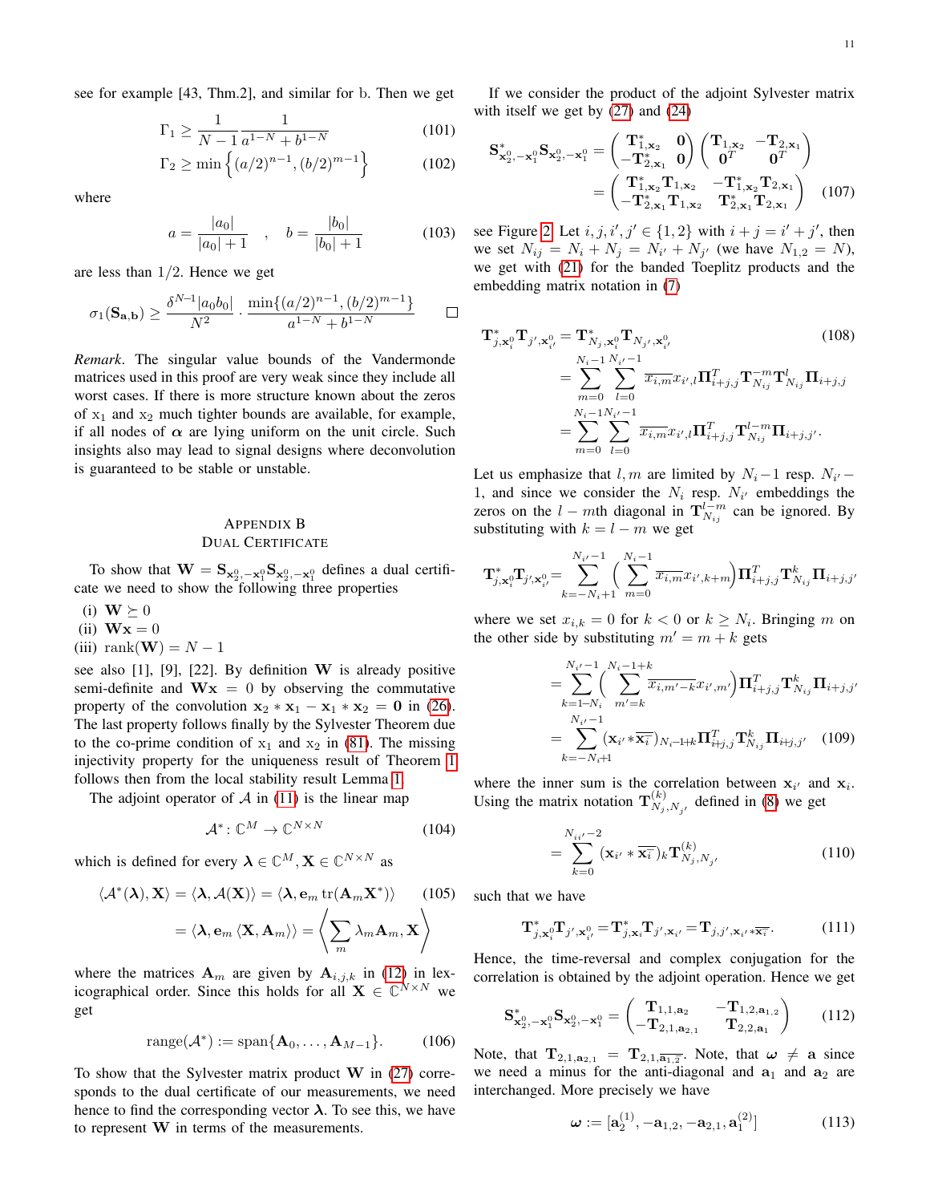see for example [43, Thm.2], and similar for b. Then we get

$$\Gamma_1 \geq \frac{1}{N-1}\frac{1}{a^{1-N}+b^{1-N}} \tag{101}$$

$$\Gamma_2 \geq \min\left\{(a/2)^{n-1}, (b/2)^{m-1}\right\} \tag{102}$$

where

$$a = \frac{|a_0|}{|a_0|+1} \quad , \quad b = \frac{|b_0|}{|b_0|+1} \tag{103}$$

are less than $1/2$. Hence we get

$$\sigma_1(\mathbf{S}_{\mathbf{a},\mathbf{b}}) \geq \frac{\delta^{N-1}|a_0 b_0|}{N^2} \cdot \frac{\min\{(a/2)^{n-1}, (b/2)^{m-1}\}}{a^{1-N}+b^{1-N}} \qquad \square$$

*Remark*. The singular value bounds of the Vandermonde matrices used in this proof are very weak since they include all worst cases. If there is more structure known about the zeros of $\mathrm{x}_1$ and $\mathrm{x}_2$ much tighter bounds are available, for example, if all nodes of $\boldsymbol{\alpha}$ are lying uniform on the unit circle. Such insights also may lead to signal designs where deconvolution is guaranteed to be stable or unstable.

## Appendix B
## Dual Certificate

To show that $\mathbf{W} = \mathbf{S}_{\mathbf{x}_2^0, -\mathbf{x}_1^0}\mathbf{S}_{\mathbf{x}_2^0, -\mathbf{x}_1^0}$ defines a dual certificate we need to show the following three properties

(i) $\mathbf{W} \succeq 0$
(ii) $\mathbf{W}\mathbf{x} = 0$
(iii) $\operatorname{rank}(\mathbf{W}) = N-1$

see also [1], [9], [22]. By definition $\mathbf{W}$ is already positive semi-definite and $\mathbf{W}\mathbf{x} = 0$ by observing the commutative property of the convolution $\mathbf{x}_2 * \mathbf{x}_1 - \mathbf{x}_1 * \mathbf{x}_2 = \mathbf{0}$ in (26). The last property follows finally by the Sylvester Theorem due to the co-prime condition of $\mathrm{x}_1$ and $\mathrm{x}_2$ in (81). The missing injectivity property for the uniqueness result of Theorem 1 follows then from the local stability result Lemma 1.

The adjoint operator of $\mathcal{A}$ in (11) is the linear map

$$\mathcal{A}^* \colon \mathbb{C}^M \to \mathbb{C}^{N\times N} \tag{104}$$

which is defined for every $\boldsymbol{\lambda} \in \mathbb{C}^M, \mathbf{X} \in \mathbb{C}^{N\times N}$ as

$$\begin{aligned}\langle \mathcal{A}^*(\boldsymbol{\lambda}), \mathbf{X}\rangle &= \langle \boldsymbol{\lambda}, \mathcal{A}(\mathbf{X})\rangle = \langle \boldsymbol{\lambda}, \mathbf{e}_m \operatorname{tr}(\mathbf{A}_m\mathbf{X}^*)\rangle \\ &= \langle \boldsymbol{\lambda}, \mathbf{e}_m \langle \mathbf{X}, \mathbf{A}_m\rangle\rangle = \left\langle \sum_m \lambda_m \mathbf{A}_m, \mathbf{X}\right\rangle\end{aligned} \tag{105}$$

where the matrices $\mathbf{A}_m$ are given by $\mathbf{A}_{i,j,k}$ in (12) in lexicographical order. Since this holds for all $\mathbf{X} \in \mathbb{C}^{N\times N}$ we get

$$\operatorname{range}(\mathcal{A}^*) := \operatorname{span}\{\mathbf{A}_0, \ldots, \mathbf{A}_{M-1}\}. \tag{106}$$

To show that the Sylvester matrix product $\mathbf{W}$ in (27) corresponds to the dual certificate of our measurements, we need hence to find the corresponding vector $\boldsymbol{\lambda}$. To see this, we have to represent $\mathbf{W}$ in terms of the measurements.

If we consider the product of the adjoint Sylvester matrix with itself we get by (27) and (24)

$$\begin{aligned}\mathbf{S}^*_{\mathbf{x}_2^0,-\mathbf{x}_1^0}\mathbf{S}_{\mathbf{x}_2^0,-\mathbf{x}_1^0} &= \begin{pmatrix} \mathbf{T}^*_{1,\mathbf{x}_2} & \mathbf{0} \\ -\mathbf{T}^*_{2,\mathbf{x}_1} & \mathbf{0}\end{pmatrix}\begin{pmatrix} \mathbf{T}_{1,\mathbf{x}_2} & -\mathbf{T}_{2,\mathbf{x}_1} \\ \mathbf{0}^T & \mathbf{0}^T\end{pmatrix} \\ &= \begin{pmatrix} \mathbf{T}^*_{1,\mathbf{x}_2}\mathbf{T}_{1,\mathbf{x}_2} & -\mathbf{T}^*_{1,\mathbf{x}_2}\mathbf{T}_{2,\mathbf{x}_1} \\ -\mathbf{T}^*_{2,\mathbf{x}_1}\mathbf{T}_{1,\mathbf{x}_2} & \mathbf{T}^*_{2,\mathbf{x}_1}\mathbf{T}_{2,\mathbf{x}_1}\end{pmatrix}\end{aligned} \tag{107}$$

see Figure 2. Let $i,j,i',j' \in \{1,2\}$ with $i+j = i'+j'$, then we set $N_{ij} = N_i + N_j = N_{i'} + N_{j'}$ (we have $N_{1,2} = N$), we get with (21) for the banded Toeplitz products and the embedding matrix notation in (7)

$$\begin{aligned}\mathbf{T}^*_{j,\mathbf{x}_i^0}\mathbf{T}_{j',\mathbf{x}_{i'}^0} &= \mathbf{T}^*_{N_j,\mathbf{x}_i^0}\mathbf{T}_{N_{j'},\mathbf{x}_{i'}^0} \\ &= \sum_{m=0}^{N_i-1}\sum_{l=0}^{N_{i'}-1} \overline{x_{i,m}}x_{i',l}\mathbf{\Pi}^T_{i+j,j}\mathbf{T}^{-m}_{N_{ij}}\mathbf{T}^{l}_{N_{ij}}\mathbf{\Pi}_{i+j,j} \\ &= \sum_{m=0}^{N_i-1}\sum_{l=0}^{N_{i'}-1} \overline{x_{i,m}}x_{i',l}\mathbf{\Pi}^T_{i+j,j}\mathbf{T}^{l-m}_{N_{ij}}\mathbf{\Pi}_{i+j,j'}.\end{aligned} \tag{108}$$

Let us emphasize that $l,m$ are limited by $N_i - 1$ resp. $N_{i'} - 1$, and since we consider the $N_i$ resp. $N_{i'}$ embeddings the zeros on the $l-m$th diagonal in $\mathbf{T}^{l-m}_{N_{ij}}$ can be ignored. By substituting with $k = l-m$ we get

$$\mathbf{T}^*_{j,\mathbf{x}_i^0}\mathbf{T}_{j',\mathbf{x}_{i'}^0} = \sum_{k=-N_i+1}^{N_{i'}-1}\Big(\sum_{m=0}^{N_i-1}\overline{x_{i,m}}x_{i',k+m}\Big)\mathbf{\Pi}^T_{i+j,j}\mathbf{T}^k_{N_{ij}}\mathbf{\Pi}_{i+j,j'}$$

where we set $x_{i,k} = 0$ for $k<0$ or $k \geq N_i$. Bringing $m$ on the other side by substituting $m' = m+k$ gets

$$\begin{aligned}&= \sum_{k=1-N_i}^{N_{i'}-1}\Big(\sum_{m'=k}^{N_i-1+k}\overline{x_{i,m'-k}}x_{i',m'}\Big)\mathbf{\Pi}^T_{i+j,j}\mathbf{T}^k_{N_{ij}}\mathbf{\Pi}_{i+j,j'} \\ &= \sum_{k=-N_i+1}^{N_{i'}-1}(\mathbf{x}_{i'} * \overline{\mathbf{x}_i^-})_{N_i-1+k}\mathbf{\Pi}^T_{i+j,j}\mathbf{T}^k_{N_{ij}}\mathbf{\Pi}_{i+j,j'}\end{aligned} \tag{109}$$

where the inner sum is the correlation between $\mathbf{x}_{i'}$ and $\mathbf{x}_i$. Using the matrix notation $\mathbf{T}^{(k)}_{N_j,N_{j'}}$ defined in (8) we get

$$= \sum_{k=0}^{N_{ii'}-2}(\mathbf{x}_{i'} * \overline{\mathbf{x}_i^-})_k\mathbf{T}^{(k)}_{N_j,N_{j'}} \tag{110}$$

such that we have

$$\mathbf{T}^*_{j,\mathbf{x}_i^0}\mathbf{T}_{j',\mathbf{x}_{i'}^0} = \mathbf{T}^*_{j,\mathbf{x}_i}\mathbf{T}_{j',\mathbf{x}_{i'}} = \mathbf{T}_{j,j',\mathbf{x}_{i'}*\overline{\mathbf{x}_i^-}}. \tag{111}$$

Hence, the time-reversal and complex conjugation for the correlation is obtained by the adjoint operation. Hence we get

$$\mathbf{S}^*_{\mathbf{x}_2^0,-\mathbf{x}_1^0}\mathbf{S}_{\mathbf{x}_2^0,-\mathbf{x}_1^0} = \begin{pmatrix}\mathbf{T}_{1,1,\mathbf{a}_2} & -\mathbf{T}_{1,2,\mathbf{a}_{1,2}} \\ -\mathbf{T}_{2,1,\mathbf{a}_{2,1}} & \mathbf{T}_{2,2,\mathbf{a}_1}\end{pmatrix} \tag{112}$$

Note, that $\mathbf{T}_{2,1,\mathbf{a}_{2,1}} = \mathbf{T}_{2,1,\overline{\mathbf{a}_{1,2}^-}}$. Note, that $\boldsymbol{\omega} \neq \mathbf{a}$ since we need a minus for the anti-diagonal and $\mathbf{a}_1$ and $\mathbf{a}_2$ are interchanged. More precisely we have

$$\boldsymbol{\omega} := [\mathbf{a}_2^{(1)}, -\mathbf{a}_{1,2}, -\mathbf{a}_{2,1}, \mathbf{a}_1^{(2)}] \tag{113}$$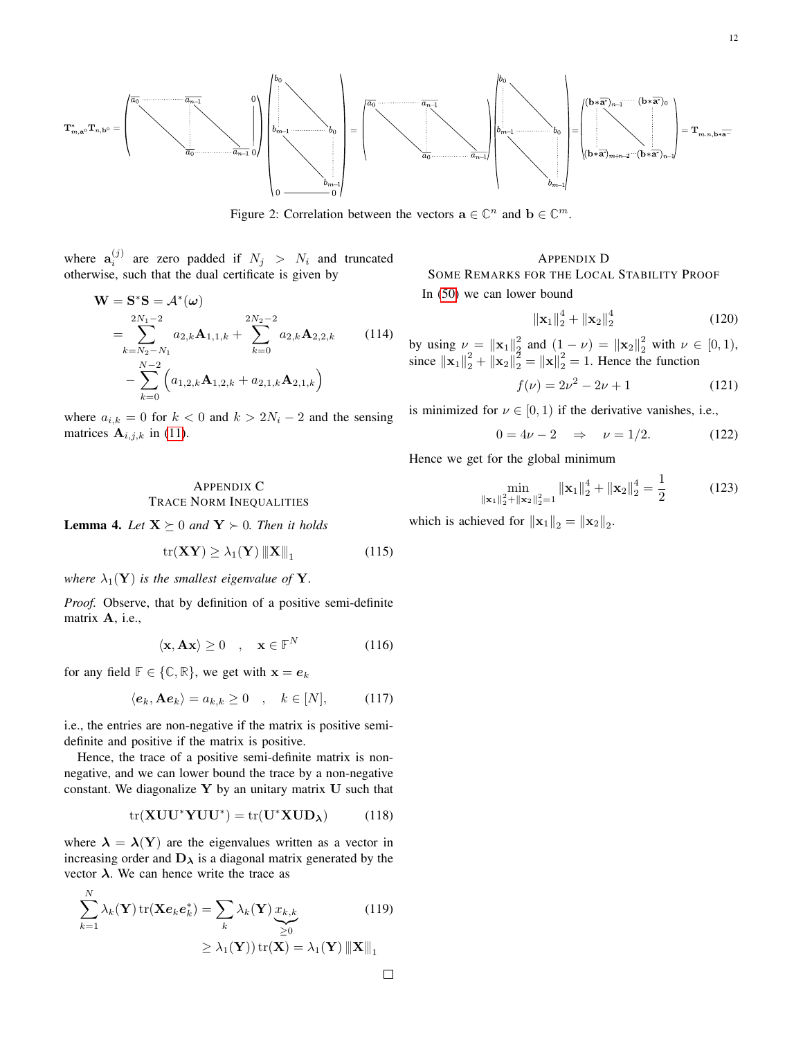$$\mathbf{T}^*_{m,\mathbf{a}^o}\mathbf{T}_{n,\mathbf{b}^o} = \begin{pmatrix} \overline{a_0} & \cdots & \overline{a_{n-1}} & & 0 \\ & \ddots & & \ddots & \\ 0 & & \overline{a_0} & \cdots & \overline{a_{n-1}} \end{pmatrix} \begin{pmatrix} b_0 & & \\ \vdots & \ddots & \\ b_{m-1} & \cdots & b_0 \\ & \ddots & \vdots \\ 0 & & b_{m-1} \end{pmatrix} = \begin{pmatrix} \overline{a_0} & \cdots & \overline{a_{n-1}} & & \\ & \ddots & & \ddots & \\ & & \overline{a_0} & \cdots & \overline{a_{n-1}} \end{pmatrix} \begin{pmatrix} b_0 & & \\ \vdots & \ddots & \\ b_{m-1} & \cdots & b_0 \\ & \ddots & \vdots \\ & & b_{m-1} \end{pmatrix} = \begin{pmatrix} (\mathbf{b}*\overline{\mathbf{a}^-})_{n-1} & \cdots & (\mathbf{b}*\overline{\mathbf{a}^-})_0 \\ & \ddots & \vdots \\ (\mathbf{b}*\overline{\mathbf{a}^-})_{m+n-2} & \cdots & (\mathbf{b}*\overline{\mathbf{a}^-})_{n-1} \end{pmatrix} = \mathbf{T}_{m,n,\mathbf{b}*\overline{\mathbf{a}^-}}$$

Figure 2: Correlation between the vectors $\mathbf{a} \in \mathbb{C}^n$ and $\mathbf{b} \in \mathbb{C}^m$.

where $\mathbf{a}_i^{(j)}$ are zero padded if $N_j > N_i$ and truncated otherwise, such that the dual certificate is given by

$$
\begin{aligned}
\mathbf{W} &= \mathbf{S}^*\mathbf{S} = \mathcal{A}^*(\boldsymbol{\omega}) \\
&= \sum_{k=N_2-N_1}^{2N_1-2} a_{2,k}\mathbf{A}_{1,1,k} + \sum_{k=0}^{2N_2-2} a_{2,k}\mathbf{A}_{2,2,k} \\
&\quad - \sum_{k=0}^{N-2} \left( a_{1,2,k}\mathbf{A}_{1,2,k} + a_{2,1,k}\mathbf{A}_{2,1,k} \right)
\end{aligned}
\tag{114}
$$

where $a_{i,k} = 0$ for $k < 0$ and $k > 2N_i - 2$ and the sensing matrices $\mathbf{A}_{i,j,k}$ in (11).

## Appendix C
## Trace Norm Inequalities

**Lemma 4.** *Let $\mathbf{X} \succeq 0$ and $\mathbf{Y} \succ 0$. Then it holds*

$$\operatorname{tr}(\mathbf{XY}) \geq \lambda_1(\mathbf{Y}) \left\|\mathbf{X}\right\|_1 \tag{115}$$

*where $\lambda_1(\mathbf{Y})$ is the smallest eigenvalue of $\mathbf{Y}$.*

*Proof.* Observe, that by definition of a positive semi-definite matrix $\mathbf{A}$, i.e.,

$$\langle \mathbf{x}, \mathbf{Ax} \rangle \geq 0 \quad , \quad \mathbf{x} \in \mathbb{F}^N \tag{116}$$

for any field $\mathbb{F} \in \{\mathbb{C}, \mathbb{R}\}$, we get with $\mathbf{x} = \boldsymbol{e}_k$

$$\langle \boldsymbol{e}_k, \mathbf{A}\boldsymbol{e}_k \rangle = a_{k,k} \geq 0 \quad , \quad k \in [N], \tag{117}$$

i.e., the entries are non-negative if the matrix is positive semi-definite and positive if the matrix is positive.

Hence, the trace of a positive semi-definite matrix is non-negative, and we can lower bound the trace by a non-negative constant. We diagonalize $\mathbf{Y}$ by an unitary matrix $\mathbf{U}$ such that

$$\operatorname{tr}(\mathbf{XUU}^*\mathbf{YUU}^*) = \operatorname{tr}(\mathbf{U}^*\mathbf{XUD}_{\boldsymbol{\lambda}}) \tag{118}$$

where $\boldsymbol{\lambda} = \boldsymbol{\lambda}(\mathbf{Y})$ are the eigenvalues written as a vector in increasing order and $\mathbf{D}_{\boldsymbol{\lambda}}$ is a diagonal matrix generated by the vector $\boldsymbol{\lambda}$. We can hence write the trace as

$$
\begin{aligned}
\sum_{k=1}^{N} \lambda_k(\mathbf{Y}) \operatorname{tr}(\mathbf{X}\boldsymbol{e}_k\boldsymbol{e}_k^*) &= \sum_k \lambda_k(\mathbf{Y}) \underbrace{x_{k,k}}_{\geq 0} \\
&\geq \lambda_1(\mathbf{Y})) \operatorname{tr}(\mathbf{X}) = \lambda_1(\mathbf{Y}) \left\|\mathbf{X}\right\|_1
\end{aligned}
\tag{119}
$$

□

## Appendix D
## Some Remarks for the Local Stability Proof

In (50) we can lower bound

$$\|\mathbf{x}_1\|_2^4 + \|\mathbf{x}_2\|_2^4 \tag{120}$$

by using $\nu = \|\mathbf{x}_1\|_2^2$ and $(1-\nu) = \|\mathbf{x}_2\|_2^2$ with $\nu \in [0,1)$, since $\|\mathbf{x}_1\|_2^2 + \|\mathbf{x}_2\|_2^2 = \|\mathbf{x}\|_2^2 = 1$. Hence the function

$$f(\nu) = 2\nu^2 - 2\nu + 1 \tag{121}$$

is minimized for $\nu \in [0,1)$ if the derivative vanishes, i.e.,

$$0 = 4\nu - 2 \quad \Rightarrow \quad \nu = 1/2. \tag{122}$$

Hence we get for the global minimum

$$\min_{\|\mathbf{x}_1\|_2^2 + \|\mathbf{x}_2\|_2^2 = 1} \|\mathbf{x}_1\|_2^4 + \|\mathbf{x}_2\|_2^4 = \frac{1}{2} \tag{123}$$

which is achieved for $\|\mathbf{x}_1\|_2 = \|\mathbf{x}_2\|_2$.